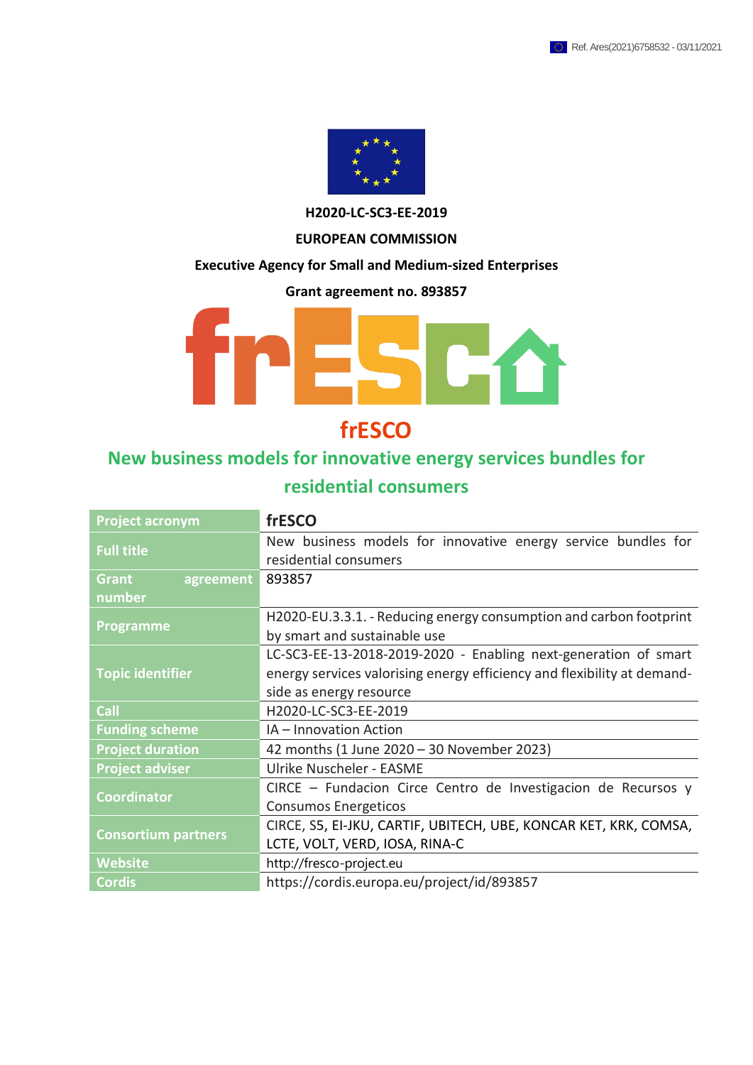Ref. Ares(2021)6758532 - 03/11/2021

**H2020-LC-SC3-EE-2019**

**EUROPEAN COMMISSION**

**Executive Agency for Small and Medium-sized Enterprises**

**Grant agreement no. 893857**

# frESCO

## New business models for innovative energy services bundles for residential consumers

| Project acronym | frESCO |
|---|---|
| Full title | New business models for innovative energy service bundles for residential consumers |
| Grant agreement number | 893857 |
| Programme | H2020-EU.3.3.1. - Reducing energy consumption and carbon footprint by smart and sustainable use |
| Topic identifier | LC-SC3-EE-13-2018-2019-2020 - Enabling next-generation of smart energy services valorising energy efficiency and flexibility at demand-side as energy resource |
| Call | H2020-LC-SC3-EE-2019 |
| Funding scheme | IA – Innovation Action |
| Project duration | 42 months (1 June 2020 – 30 November 2023) |
| Project adviser | Ulrike Nuscheler - EASME |
| Coordinator | CIRCE – Fundacion Circe Centro de Investigacion de Recursos y Consumos Energeticos |
| Consortium partners | CIRCE, S5, EI-JKU, CARTIF, UBITECH, UBE, KONCAR KET, KRK, COMSA, LCTE, VOLT, VERD, IOSA, RINA-C |
| Website | http://fresco-project.eu |
| Cordis | https://cordis.europa.eu/project/id/893857 |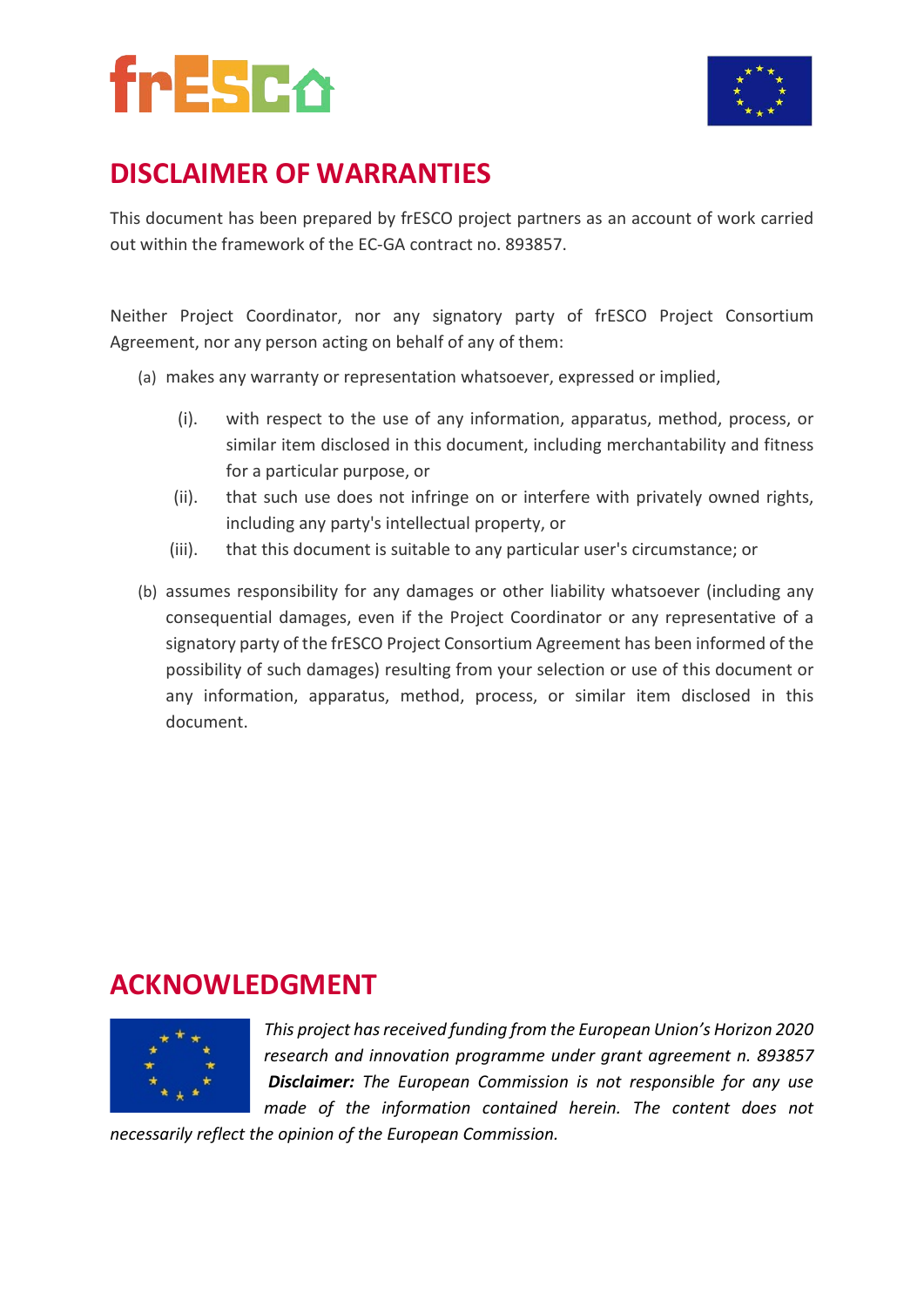## DISCLAIMER OF WARRANTIES

This document has been prepared by frESCO project partners as an account of work carried out within the framework of the EC-GA contract no. 893857.

Neither Project Coordinator, nor any signatory party of frESCO Project Consortium Agreement, nor any person acting on behalf of any of them:

(a) makes any warranty or representation whatsoever, expressed or implied,

  (i). with respect to the use of any information, apparatus, method, process, or similar item disclosed in this document, including merchantability and fitness for a particular purpose, or

  (ii). that such use does not infringe on or interfere with privately owned rights, including any party's intellectual property, or

  (iii). that this document is suitable to any particular user's circumstance; or

(b) assumes responsibility for any damages or other liability whatsoever (including any consequential damages, even if the Project Coordinator or any representative of a signatory party of the frESCO Project Consortium Agreement has been informed of the possibility of such damages) resulting from your selection or use of this document or any information, apparatus, method, process, or similar item disclosed in this document.

## ACKNOWLEDGMENT

*This project has received funding from the European Union's Horizon 2020 research and innovation programme under grant agreement n. 893857* ***Disclaimer:*** *The European Commission is not responsible for any use made of the information contained herein. The content does not necessarily reflect the opinion of the European Commission.*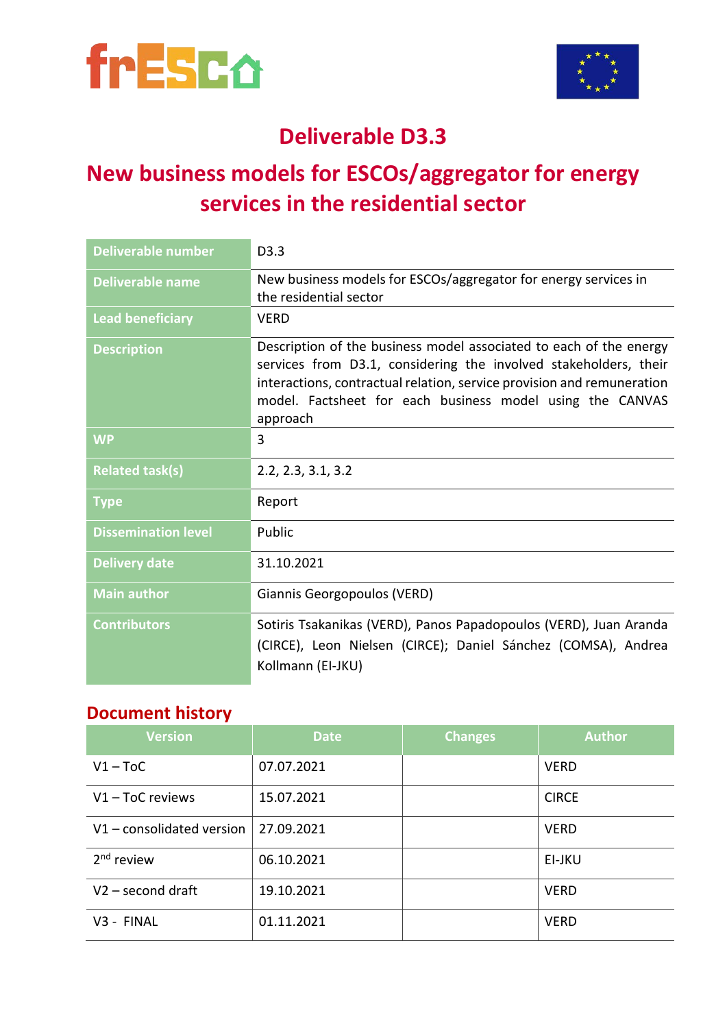# Deliverable D3.3

# New business models for ESCOs/aggregator for energy services in the residential sector

| | |
|---|---|
| **Deliverable number** | D3.3 |
| **Deliverable name** | New business models for ESCOs/aggregator for energy services in the residential sector |
| **Lead beneficiary** | VERD |
| **Description** | Description of the business model associated to each of the energy services from D3.1, considering the involved stakeholders, their interactions, contractual relation, service provision and remuneration model. Factsheet for each business model using the CANVAS approach |
| **WP** | 3 |
| **Related task(s)** | 2.2, 2.3, 3.1, 3.2 |
| **Type** | Report |
| **Dissemination level** | Public |
| **Delivery date** | 31.10.2021 |
| **Main author** | Giannis Georgopoulos (VERD) |
| **Contributors** | Sotiris Tsakanikas (VERD), Panos Papadopoulos (VERD), Juan Aranda (CIRCE), Leon Nielsen (CIRCE); Daniel Sánchez (COMSA), Andrea Kollmann (EI-JKU) |

## Document history

| Version | Date | Changes | Author |
|---|---|---|---|
| V1 – ToC | 07.07.2021 | | VERD |
| V1 – ToC reviews | 15.07.2021 | | CIRCE |
| V1 – consolidated version | 27.09.2021 | | VERD |
| 2nd review | 06.10.2021 | | EI-JKU |
| V2 – second draft | 19.10.2021 | | VERD |
| V3 - FINAL | 01.11.2021 | | VERD |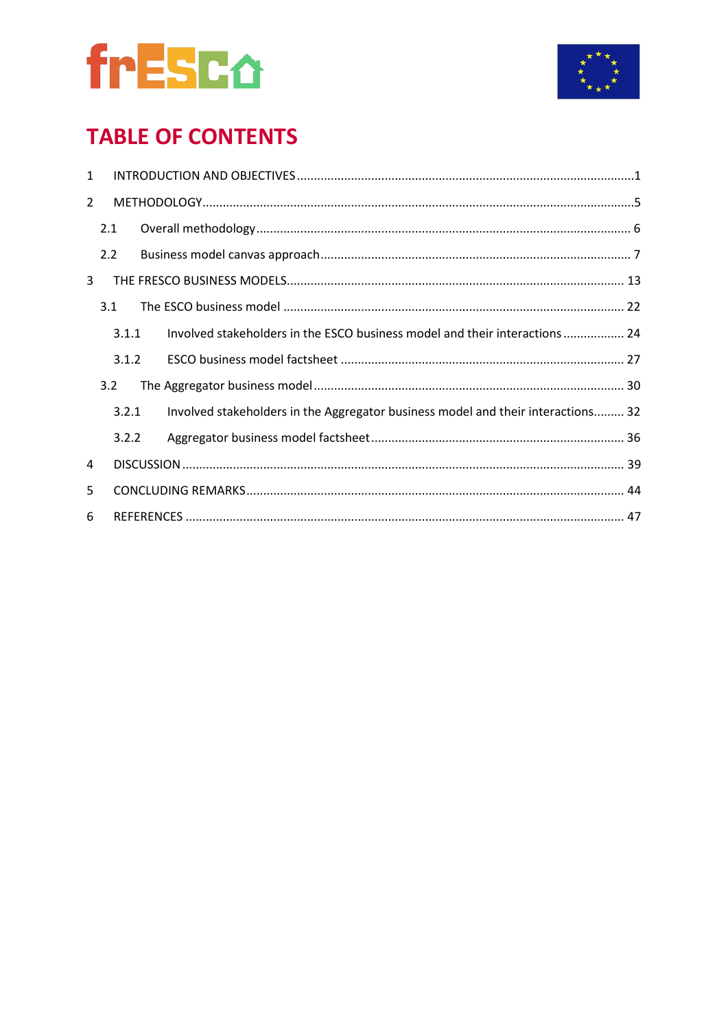# TABLE OF CONTENTS

1 INTRODUCTION AND OBJECTIVES ........................................................................................1

2 METHODOLOGY ........................................................................................................5

 2.1 Overall methodology ........................................................................................... 6

 2.2 Business model canvas approach ......................................................................... 7

3 THE FRESCO BUSINESS MODELS ................................................................................. 13

 3.1 The ESCO business model .................................................................................. 22

  3.1.1 Involved stakeholders in the ESCO business model and their interactions .................. 24

  3.1.2 ESCO business model factsheet ......................................................................... 27

 3.2 The Aggregator business model ........................................................................... 30

  3.2.1 Involved stakeholders in the Aggregator business model and their interactions ......... 32

  3.2.2 Aggregator business model factsheet .................................................................. 36

4 DISCUSSION ............................................................................................................ 39

5 CONCLUDING REMARKS ............................................................................................ 44

6 REFERENCES ........................................................................................................... 47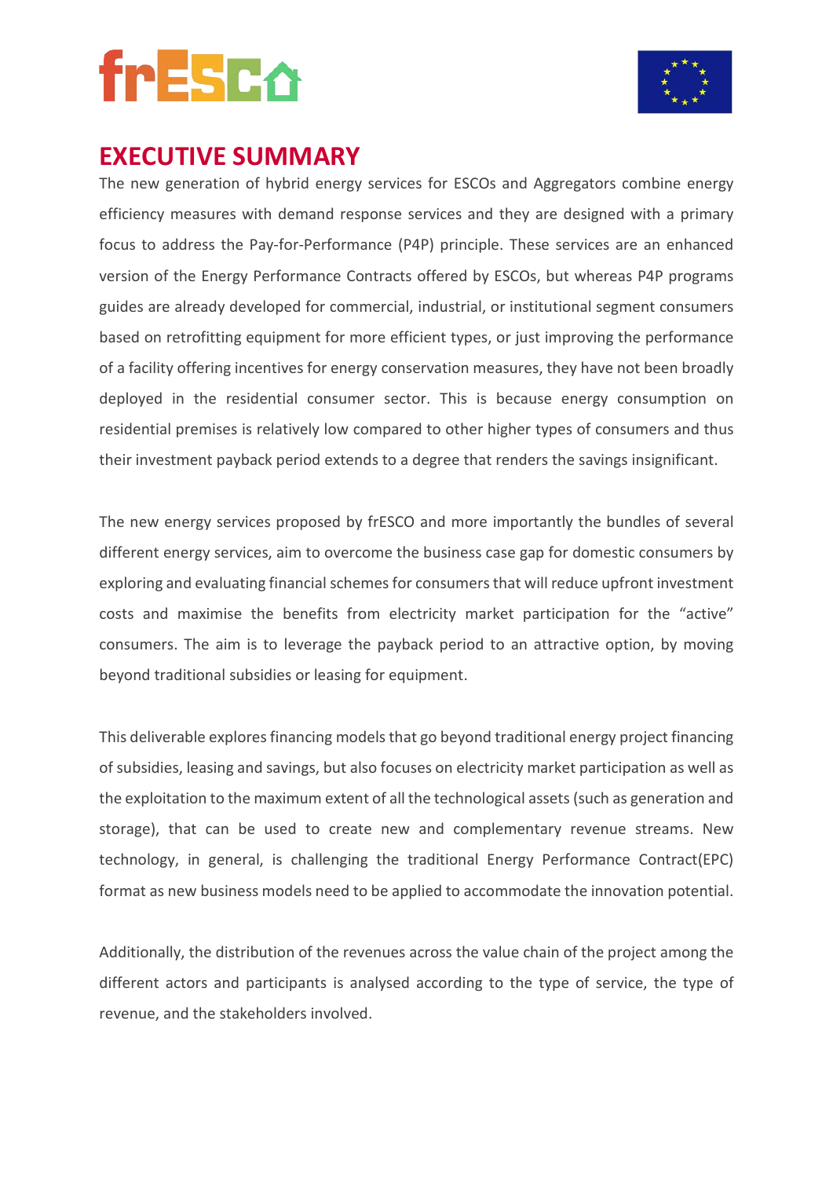# EXECUTIVE SUMMARY

The new generation of hybrid energy services for ESCOs and Aggregators combine energy efficiency measures with demand response services and they are designed with a primary focus to address the Pay-for-Performance (P4P) principle. These services are an enhanced version of the Energy Performance Contracts offered by ESCOs, but whereas P4P programs guides are already developed for commercial, industrial, or institutional segment consumers based on retrofitting equipment for more efficient types, or just improving the performance of a facility offering incentives for energy conservation measures, they have not been broadly deployed in the residential consumer sector. This is because energy consumption on residential premises is relatively low compared to other higher types of consumers and thus their investment payback period extends to a degree that renders the savings insignificant.

The new energy services proposed by frESCO and more importantly the bundles of several different energy services, aim to overcome the business case gap for domestic consumers by exploring and evaluating financial schemes for consumers that will reduce upfront investment costs and maximise the benefits from electricity market participation for the "active" consumers. The aim is to leverage the payback period to an attractive option, by moving beyond traditional subsidies or leasing for equipment.

This deliverable explores financing models that go beyond traditional energy project financing of subsidies, leasing and savings, but also focuses on electricity market participation as well as the exploitation to the maximum extent of all the technological assets (such as generation and storage), that can be used to create new and complementary revenue streams. New technology, in general, is challenging the traditional Energy Performance Contract(EPC) format as new business models need to be applied to accommodate the innovation potential.

Additionally, the distribution of the revenues across the value chain of the project among the different actors and participants is analysed according to the type of service, the type of revenue, and the stakeholders involved.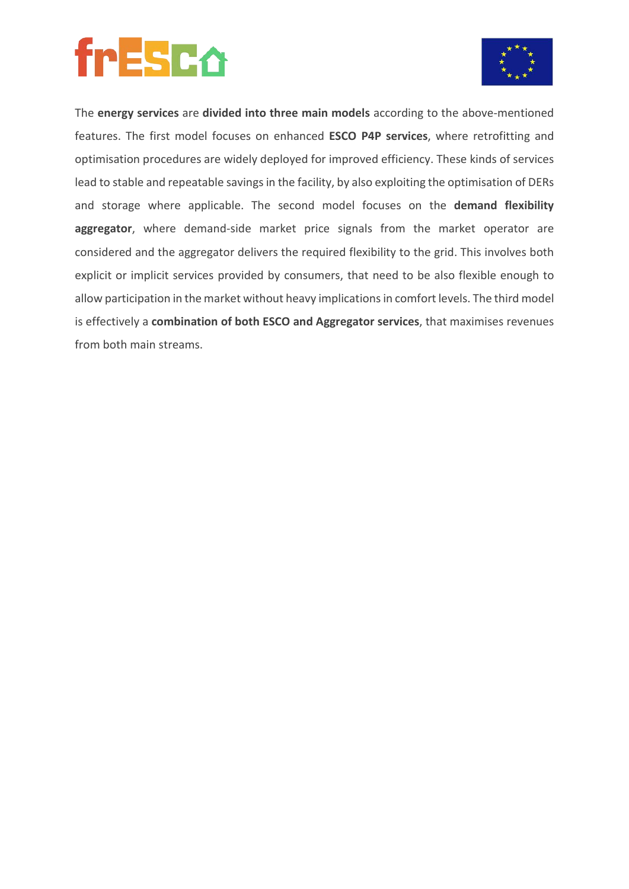The **energy services** are **divided into three main models** according to the above-mentioned features. The first model focuses on enhanced **ESCO P4P services**, where retrofitting and optimisation procedures are widely deployed for improved efficiency. These kinds of services lead to stable and repeatable savings in the facility, by also exploiting the optimisation of DERs and storage where applicable. The second model focuses on the **demand flexibility aggregator**, where demand-side market price signals from the market operator are considered and the aggregator delivers the required flexibility to the grid. This involves both explicit or implicit services provided by consumers, that need to be also flexible enough to allow participation in the market without heavy implications in comfort levels. The third model is effectively a **combination of both ESCO and Aggregator services**, that maximises revenues from both main streams.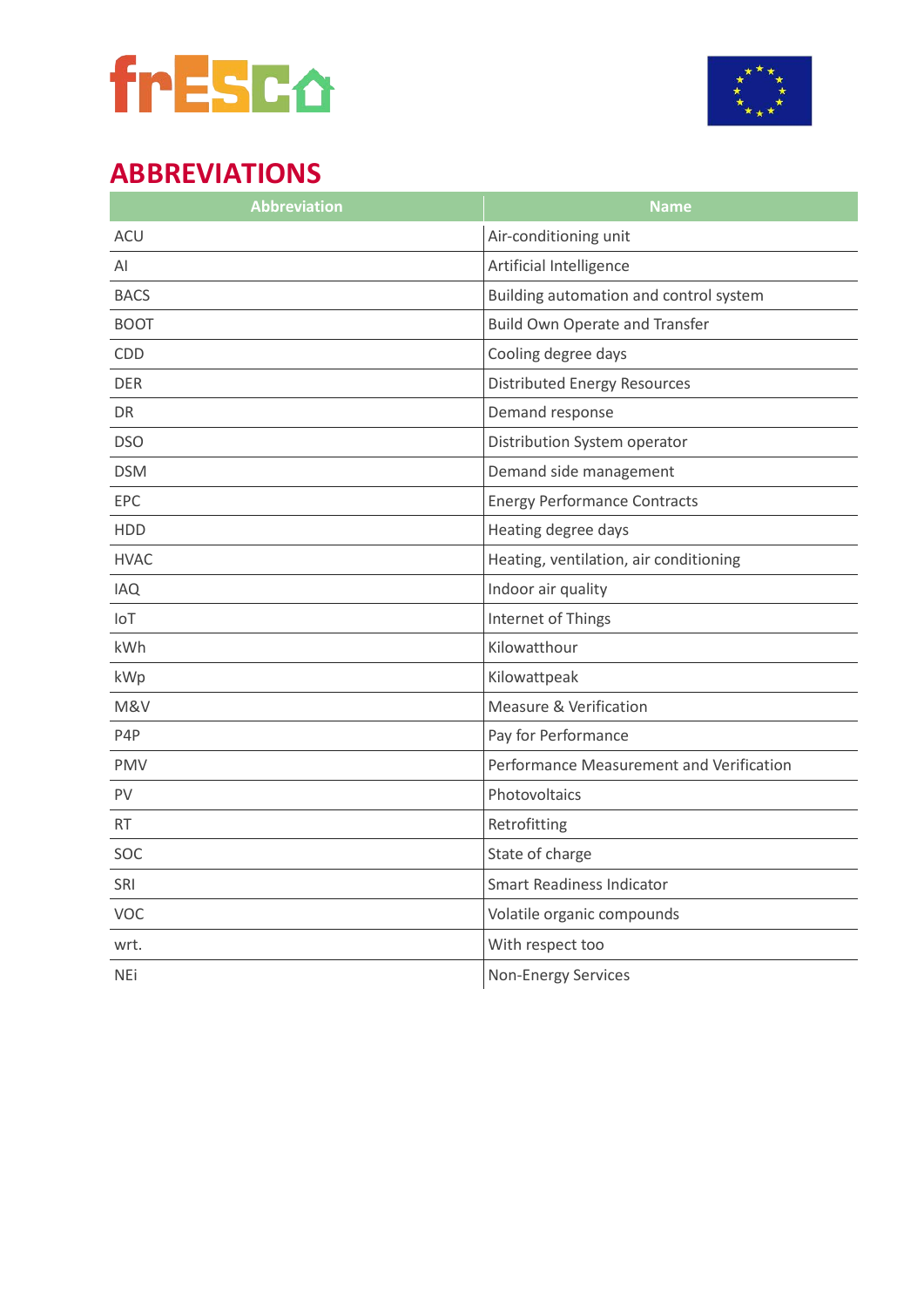# ABBREVIATIONS

| Abbreviation | Name |
| --- | --- |
| ACU | Air-conditioning unit |
| AI | Artificial Intelligence |
| BACS | Building automation and control system |
| BOOT | Build Own Operate and Transfer |
| CDD | Cooling degree days |
| DER | Distributed Energy Resources |
| DR | Demand response |
| DSO | Distribution System operator |
| DSM | Demand side management |
| EPC | Energy Performance Contracts |
| HDD | Heating degree days |
| HVAC | Heating, ventilation, air conditioning |
| IAQ | Indoor air quality |
| IoT | Internet of Things |
| kWh | Kilowatthour |
| kWp | Kilowattpeak |
| M&V | Measure & Verification |
| P4P | Pay for Performance |
| PMV | Performance Measurement and Verification |
| PV | Photovoltaics |
| RT | Retrofitting |
| SOC | State of charge |
| SRI | Smart Readiness Indicator |
| VOC | Volatile organic compounds |
| wrt. | With respect too |
| NEi | Non-Energy Services |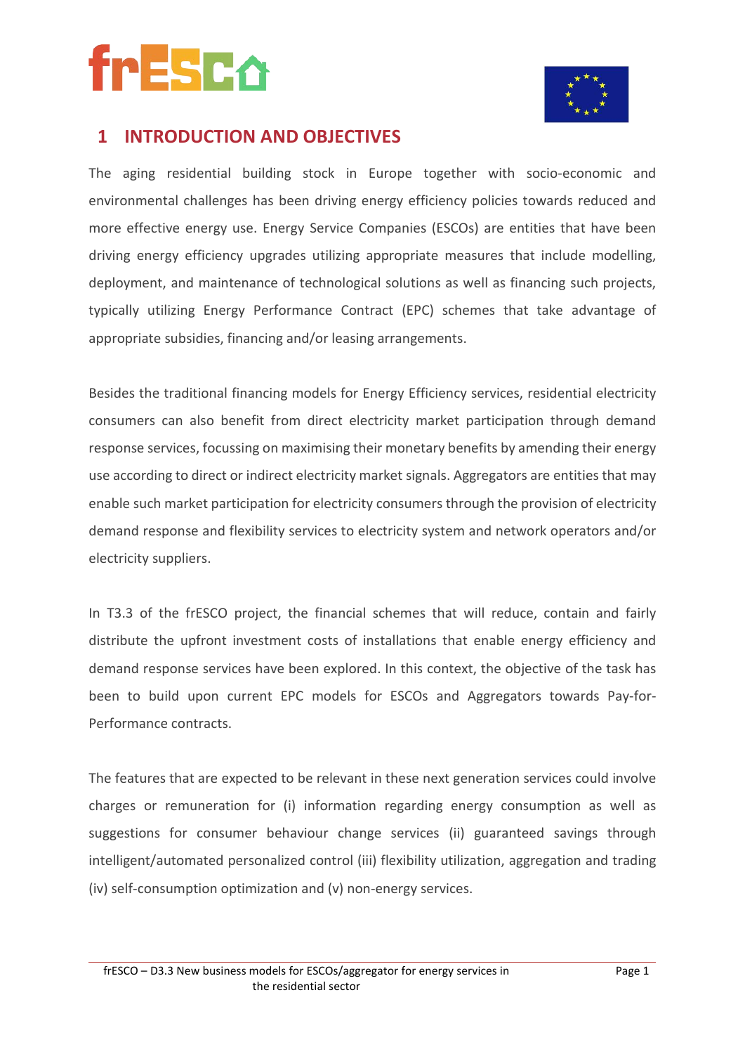# 1 INTRODUCTION AND OBJECTIVES

The aging residential building stock in Europe together with socio-economic and environmental challenges has been driving energy efficiency policies towards reduced and more effective energy use. Energy Service Companies (ESCOs) are entities that have been driving energy efficiency upgrades utilizing appropriate measures that include modelling, deployment, and maintenance of technological solutions as well as financing such projects, typically utilizing Energy Performance Contract (EPC) schemes that take advantage of appropriate subsidies, financing and/or leasing arrangements.

Besides the traditional financing models for Energy Efficiency services, residential electricity consumers can also benefit from direct electricity market participation through demand response services, focussing on maximising their monetary benefits by amending their energy use according to direct or indirect electricity market signals. Aggregators are entities that may enable such market participation for electricity consumers through the provision of electricity demand response and flexibility services to electricity system and network operators and/or electricity suppliers.

In T3.3 of the frESCO project, the financial schemes that will reduce, contain and fairly distribute the upfront investment costs of installations that enable energy efficiency and demand response services have been explored. In this context, the objective of the task has been to build upon current EPC models for ESCOs and Aggregators towards Pay-for-Performance contracts.

The features that are expected to be relevant in these next generation services could involve charges or remuneration for (i) information regarding energy consumption as well as suggestions for consumer behaviour change services (ii) guaranteed savings through intelligent/automated personalized control (iii) flexibility utilization, aggregation and trading (iv) self-consumption optimization and (v) non-energy services.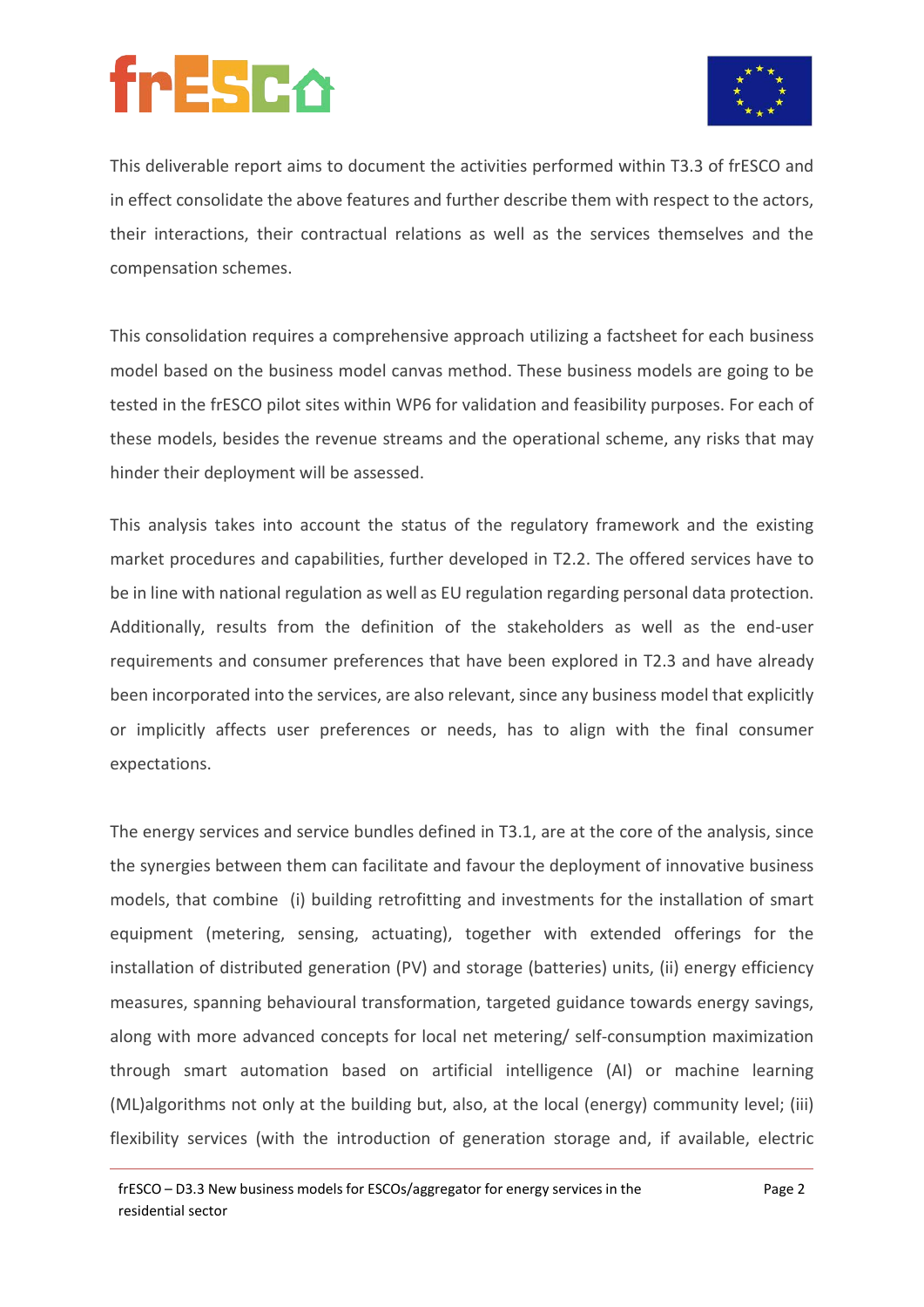This deliverable report aims to document the activities performed within T3.3 of frESCO and in effect consolidate the above features and further describe them with respect to the actors, their interactions, their contractual relations as well as the services themselves and the compensation schemes.

This consolidation requires a comprehensive approach utilizing a factsheet for each business model based on the business model canvas method. These business models are going to be tested in the frESCO pilot sites within WP6 for validation and feasibility purposes. For each of these models, besides the revenue streams and the operational scheme, any risks that may hinder their deployment will be assessed.

This analysis takes into account the status of the regulatory framework and the existing market procedures and capabilities, further developed in T2.2. The offered services have to be in line with national regulation as well as EU regulation regarding personal data protection. Additionally, results from the definition of the stakeholders as well as the end-user requirements and consumer preferences that have been explored in T2.3 and have already been incorporated into the services, are also relevant, since any business model that explicitly or implicitly affects user preferences or needs, has to align with the final consumer expectations.

The energy services and service bundles defined in T3.1, are at the core of the analysis, since the synergies between them can facilitate and favour the deployment of innovative business models, that combine (i) building retrofitting and investments for the installation of smart equipment (metering, sensing, actuating), together with extended offerings for the installation of distributed generation (PV) and storage (batteries) units, (ii) energy efficiency measures, spanning behavioural transformation, targeted guidance towards energy savings, along with more advanced concepts for local net metering/ self-consumption maximization through smart automation based on artificial intelligence (AI) or machine learning (ML)algorithms not only at the building but, also, at the local (energy) community level; (iii) flexibility services (with the introduction of generation storage and, if available, electric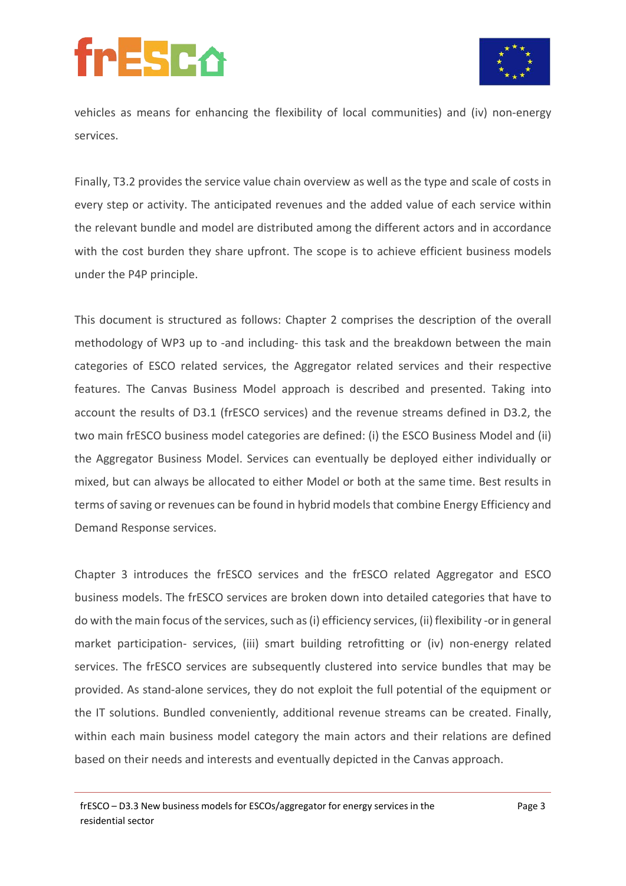vehicles as means for enhancing the flexibility of local communities) and (iv) non-energy services.

Finally, T3.2 provides the service value chain overview as well as the type and scale of costs in every step or activity. The anticipated revenues and the added value of each service within the relevant bundle and model are distributed among the different actors and in accordance with the cost burden they share upfront. The scope is to achieve efficient business models under the P4P principle.

This document is structured as follows: Chapter 2 comprises the description of the overall methodology of WP3 up to -and including- this task and the breakdown between the main categories of ESCO related services, the Aggregator related services and their respective features. The Canvas Business Model approach is described and presented. Taking into account the results of D3.1 (frESCO services) and the revenue streams defined in D3.2, the two main frESCO business model categories are defined: (i) the ESCO Business Model and (ii) the Aggregator Business Model. Services can eventually be deployed either individually or mixed, but can always be allocated to either Model or both at the same time. Best results in terms of saving or revenues can be found in hybrid models that combine Energy Efficiency and Demand Response services.

Chapter 3 introduces the frESCO services and the frESCO related Aggregator and ESCO business models. The frESCO services are broken down into detailed categories that have to do with the main focus of the services, such as (i) efficiency services, (ii) flexibility -or in general market participation- services, (iii) smart building retrofitting or (iv) non-energy related services. The frESCO services are subsequently clustered into service bundles that may be provided. As stand-alone services, they do not exploit the full potential of the equipment or the IT solutions. Bundled conveniently, additional revenue streams can be created. Finally, within each main business model category the main actors and their relations are defined based on their needs and interests and eventually depicted in the Canvas approach.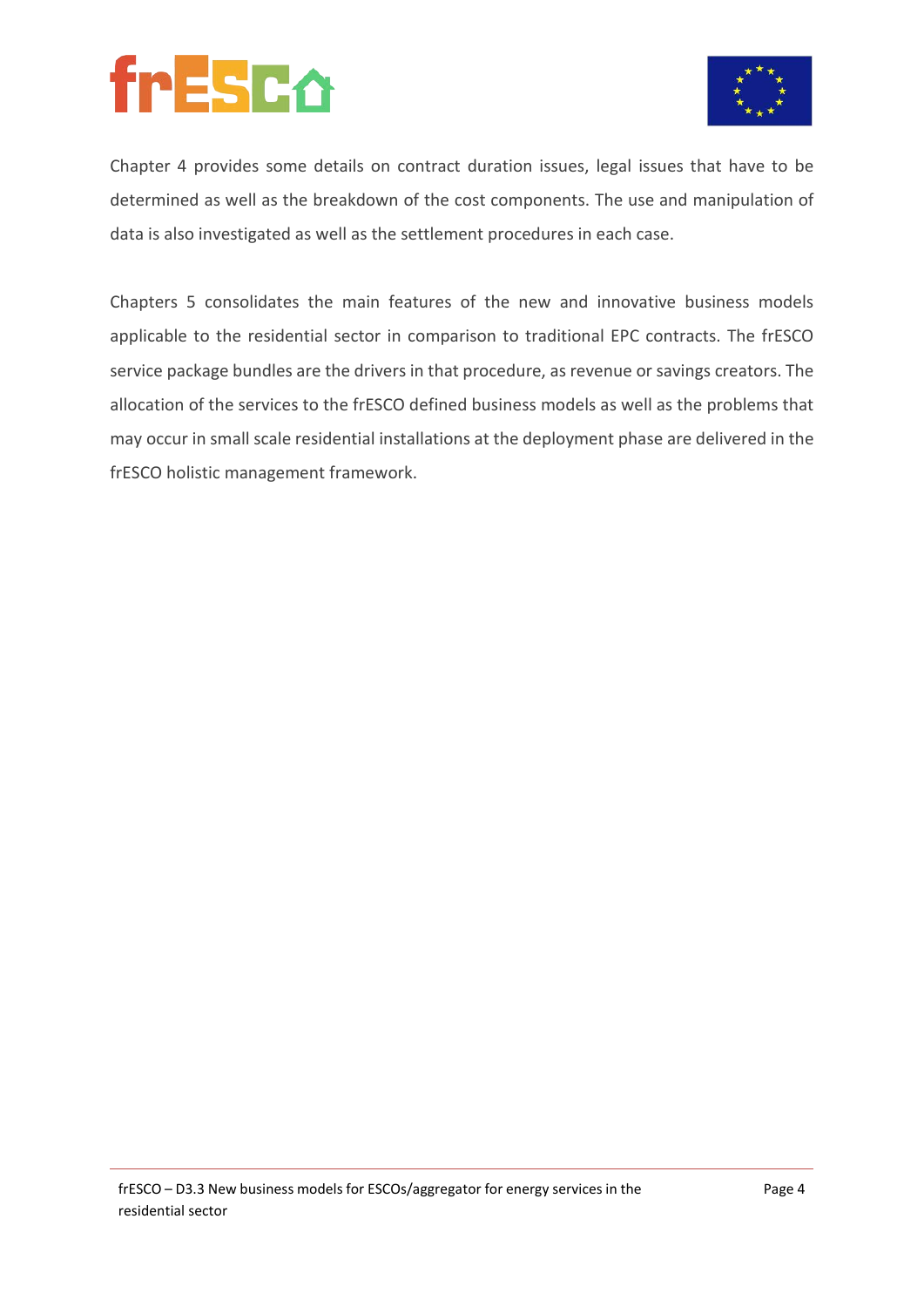Chapter 4 provides some details on contract duration issues, legal issues that have to be determined as well as the breakdown of the cost components. The use and manipulation of data is also investigated as well as the settlement procedures in each case.

Chapters 5 consolidates the main features of the new and innovative business models applicable to the residential sector in comparison to traditional EPC contracts. The frESCO service package bundles are the drivers in that procedure, as revenue or savings creators. The allocation of the services to the frESCO defined business models as well as the problems that may occur in small scale residential installations at the deployment phase are delivered in the frESCO holistic management framework.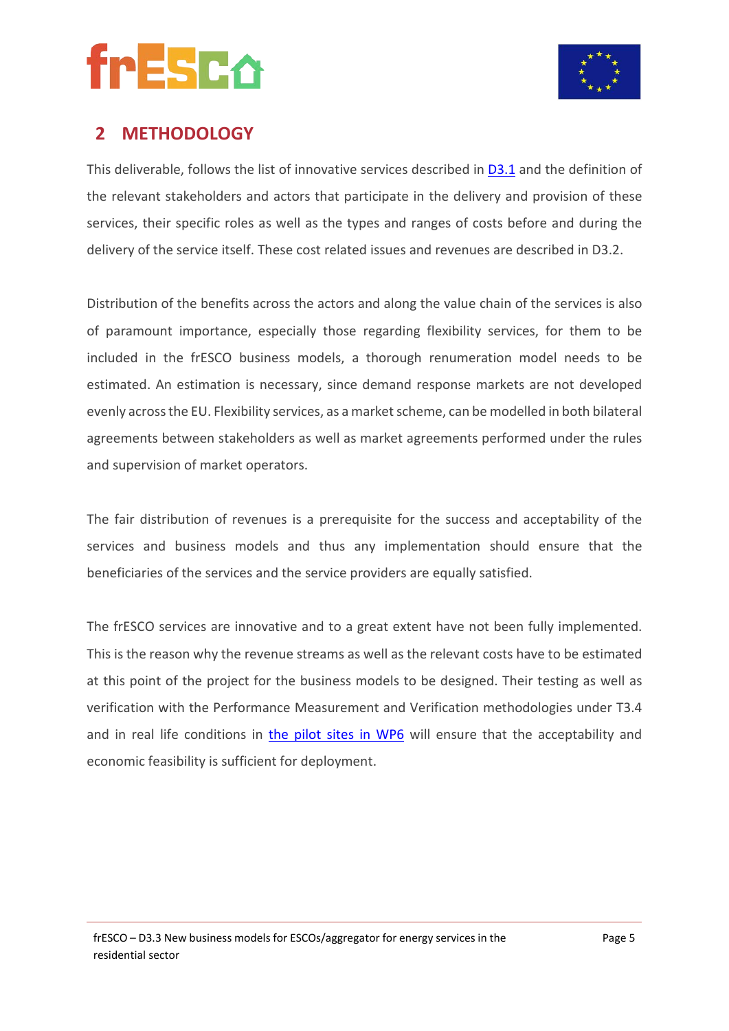## 2 METHODOLOGY

This deliverable, follows the list of innovative services described in D3.1 and the definition of the relevant stakeholders and actors that participate in the delivery and provision of these services, their specific roles as well as the types and ranges of costs before and during the delivery of the service itself. These cost related issues and revenues are described in D3.2.

Distribution of the benefits across the actors and along the value chain of the services is also of paramount importance, especially those regarding flexibility services, for them to be included in the frESCO business models, a thorough renumeration model needs to be estimated. An estimation is necessary, since demand response markets are not developed evenly across the EU. Flexibility services, as a market scheme, can be modelled in both bilateral agreements between stakeholders as well as market agreements performed under the rules and supervision of market operators.

The fair distribution of revenues is a prerequisite for the success and acceptability of the services and business models and thus any implementation should ensure that the beneficiaries of the services and the service providers are equally satisfied.

The frESCO services are innovative and to a great extent have not been fully implemented. This is the reason why the revenue streams as well as the relevant costs have to be estimated at this point of the project for the business models to be designed. Their testing as well as verification with the Performance Measurement and Verification methodologies under T3.4 and in real life conditions in the pilot sites in WP6 will ensure that the acceptability and economic feasibility is sufficient for deployment.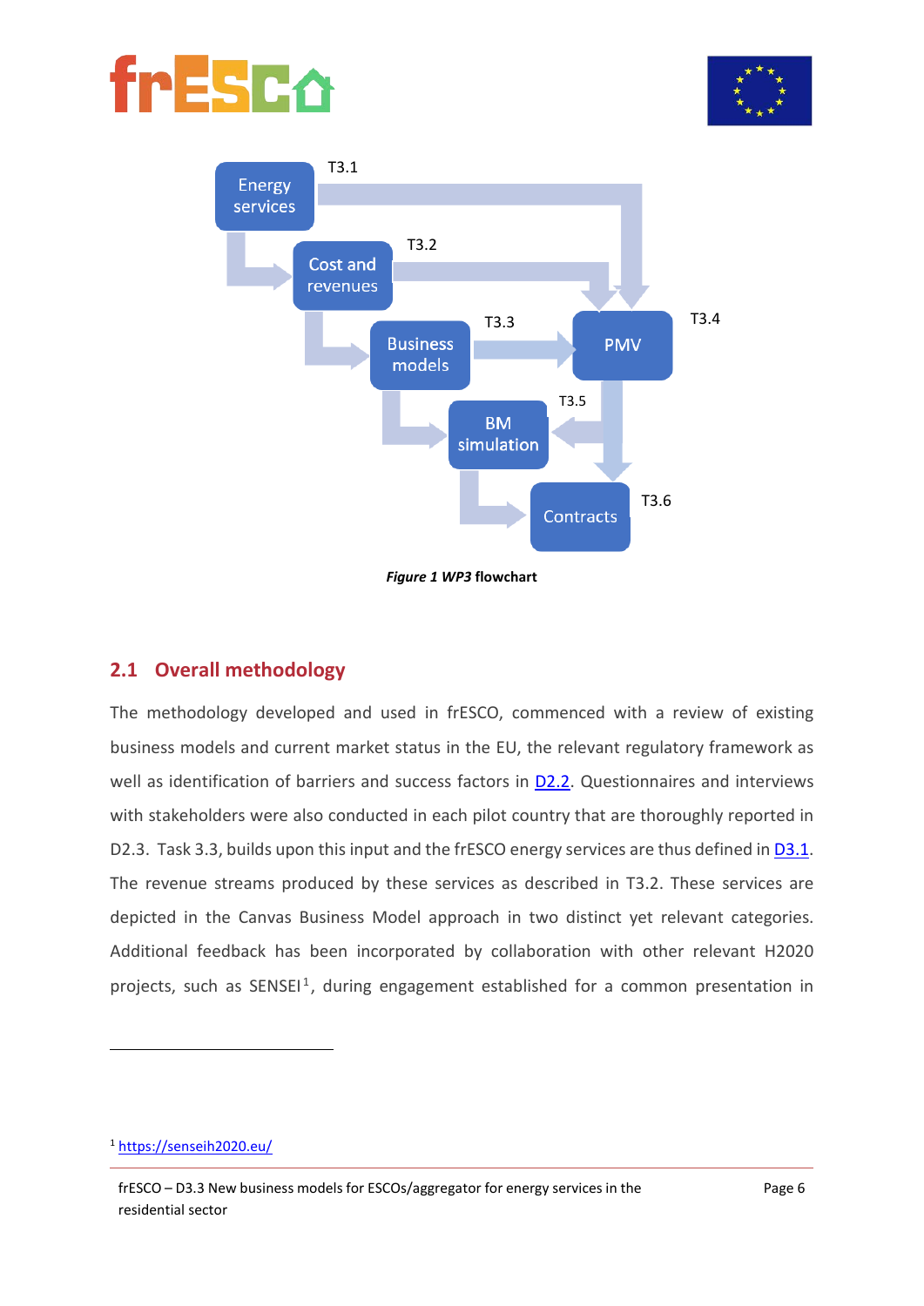Figure 1 WP3 flowchart

## 2.1 Overall methodology

The methodology developed and used in frESCO, commenced with a review of existing business models and current market status in the EU, the relevant regulatory framework as well as identification of barriers and success factors in D2.2. Questionnaires and interviews with stakeholders were also conducted in each pilot country that are thoroughly reported in D2.3. Task 3.3, builds upon this input and the frESCO energy services are thus defined in D3.1. The revenue streams produced by these services as described in T3.2. These services are depicted in the Canvas Business Model approach in two distinct yet relevant categories. Additional feedback has been incorporated by collaboration with other relevant H2020 projects, such as SENSEI[1], during engagement established for a common presentation in

[1] https://senseih2020.eu/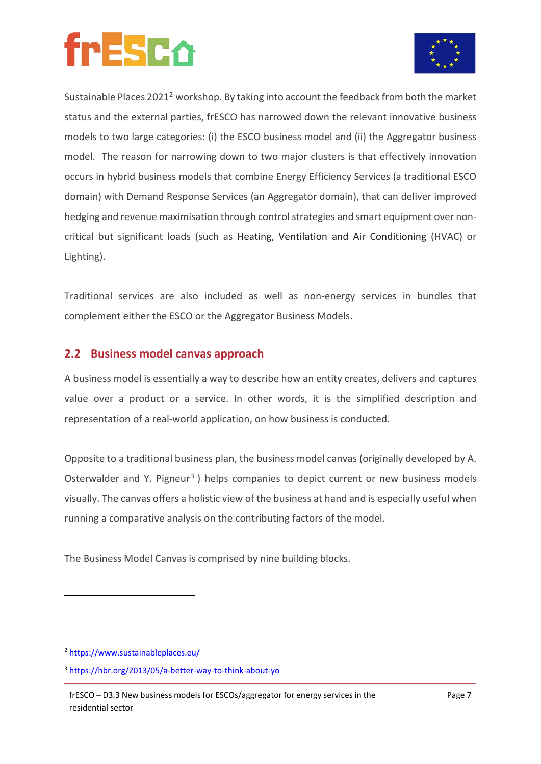Sustainable Places 2021[2] workshop. By taking into account the feedback from both the market status and the external parties, frESCO has narrowed down the relevant innovative business models to two large categories: (i) the ESCO business model and (ii) the Aggregator business model. The reason for narrowing down to two major clusters is that effectively innovation occurs in hybrid business models that combine Energy Efficiency Services (a traditional ESCO domain) with Demand Response Services (an Aggregator domain), that can deliver improved hedging and revenue maximisation through control strategies and smart equipment over non-critical but significant loads (such as Heating, Ventilation and Air Conditioning (HVAC) or Lighting).

Traditional services are also included as well as non-energy services in bundles that complement either the ESCO or the Aggregator Business Models.

## 2.2 Business model canvas approach

A business model is essentially a way to describe how an entity creates, delivers and captures value over a product or a service. In other words, it is the simplified description and representation of a real-world application, on how business is conducted.

Opposite to a traditional business plan, the business model canvas (originally developed by A. Osterwalder and Y. Pigneur[3] ) helps companies to depict current or new business models visually. The canvas offers a holistic view of the business at hand and is especially useful when running a comparative analysis on the contributing factors of the model.

The Business Model Canvas is comprised by nine building blocks.

[2] https://www.sustainableplaces.eu/

[3] https://hbr.org/2013/05/a-better-way-to-think-about-yo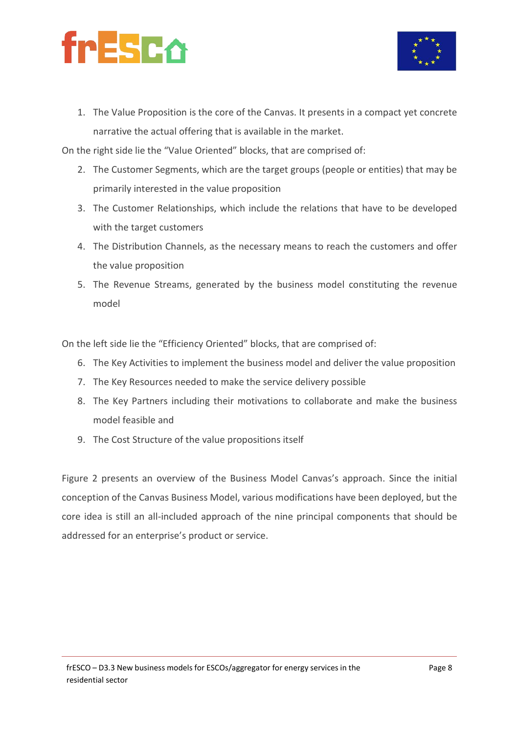1. The Value Proposition is the core of the Canvas. It presents in a compact yet concrete narrative the actual offering that is available in the market.

On the right side lie the "Value Oriented" blocks, that are comprised of:

2. The Customer Segments, which are the target groups (people or entities) that may be primarily interested in the value proposition
3. The Customer Relationships, which include the relations that have to be developed with the target customers
4. The Distribution Channels, as the necessary means to reach the customers and offer the value proposition
5. The Revenue Streams, generated by the business model constituting the revenue model

On the left side lie the "Efficiency Oriented" blocks, that are comprised of:

6. The Key Activities to implement the business model and deliver the value proposition
7. The Key Resources needed to make the service delivery possible
8. The Key Partners including their motivations to collaborate and make the business model feasible and
9. The Cost Structure of the value propositions itself

Figure 2 presents an overview of the Business Model Canvas's approach. Since the initial conception of the Canvas Business Model, various modifications have been deployed, but the core idea is still an all-included approach of the nine principal components that should be addressed for an enterprise's product or service.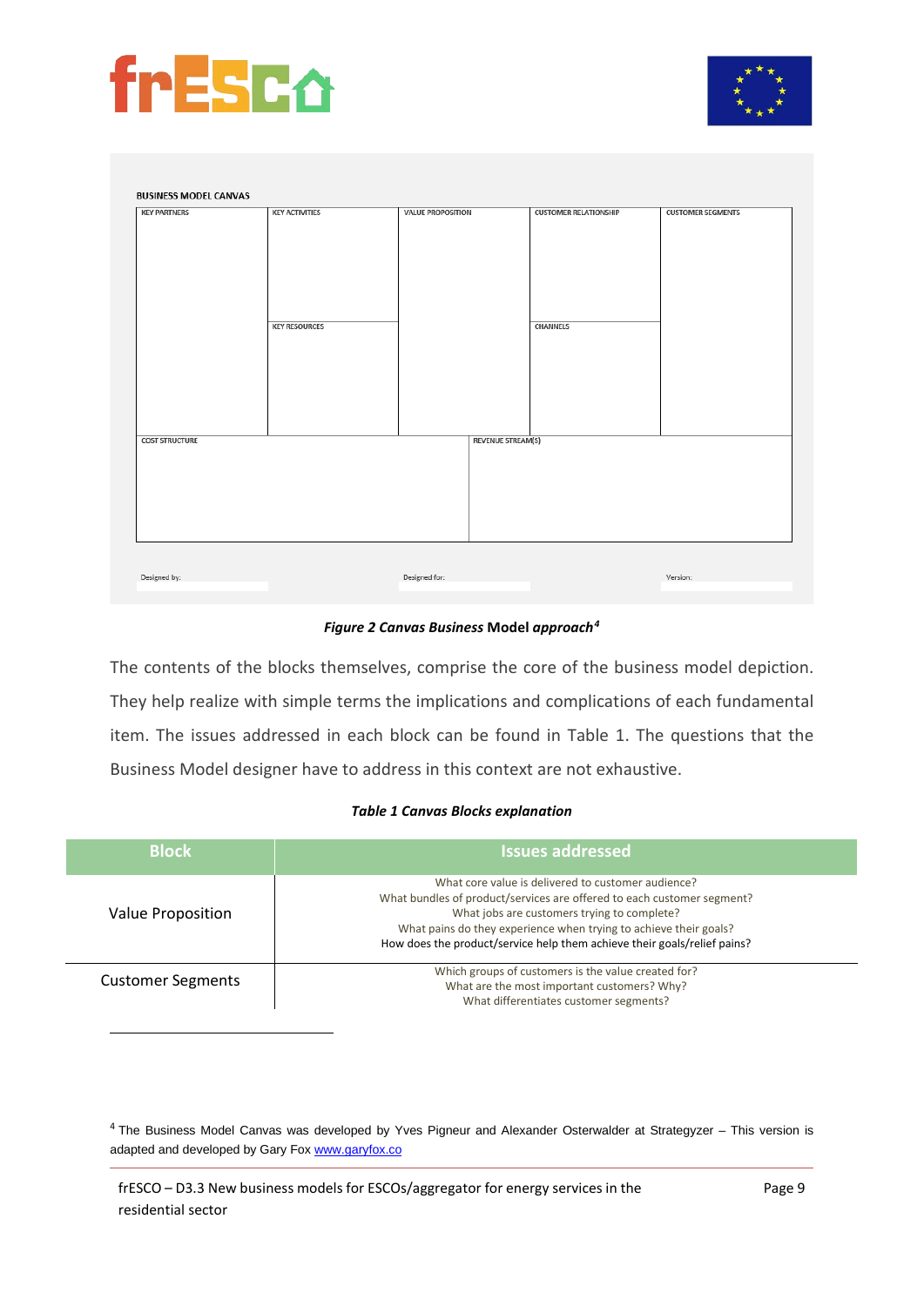BUSINESS MODEL CANVAS

| KEY PARTNERS | KEY ACTIVITIES | VALUE PROPOSITION | CUSTOMER RELATIONSHIP | CUSTOMER SEGMENTS |
|---|---|---|---|---|
| | KEY RESOURCES | | CHANNELS | |
| COST STRUCTURE | | REVENUE STREAM(S) | | |

Designed by: Designed for: Version:

***Figure 2 Canvas Business* Model *approach*[4]**

The contents of the blocks themselves, comprise the core of the business model depiction. They help realize with simple terms the implications and complications of each fundamental item. The issues addressed in each block can be found in Table 1. The questions that the Business Model designer have to address in this context are not exhaustive.

***Table 1 Canvas Blocks explanation***

| Block | Issues addressed |
|---|---|
| Value Proposition | What core value is delivered to customer audience?<br>What bundles of product/services are offered to each customer segment?<br>What jobs are customers trying to complete?<br>What pains do they experience when trying to achieve their goals?<br>How does the product/service help them achieve their goals/relief pains? |
| Customer Segments | Which groups of customers is the value created for?<br>What are the most important customers? Why?<br>What differentiates customer segments? |

[4] The Business Model Canvas was developed by Yves Pigneur and Alexander Osterwalder at Strategyzer – This version is adapted and developed by Gary Fox www.garyfox.co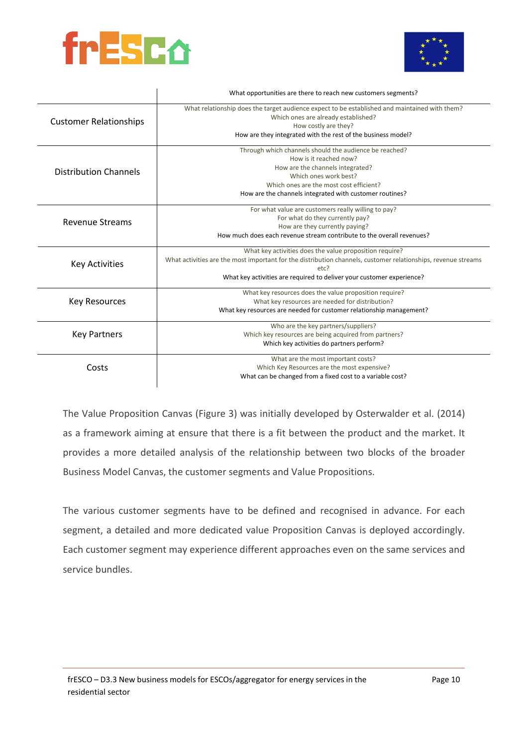| | |
|---|---|
| | What opportunities are there to reach new customers segments? |
| Customer Relationships | What relationship does the target audience expect to be established and maintained with them?<br>Which ones are already established?<br>How costly are they?<br>How are they integrated with the rest of the business model? |
| Distribution Channels | Through which channels should the audience be reached?<br>How is it reached now?<br>How are the channels integrated?<br>Which ones work best?<br>Which ones are the most cost efficient?<br>How are the channels integrated with customer routines? |
| Revenue Streams | For what value are customers really willing to pay?<br>For what do they currently pay?<br>How are they currently paying?<br>How much does each revenue stream contribute to the overall revenues? |
| Key Activities | What key activities does the value proposition require?<br>What activities are the most important for the distribution channels, customer relationships, revenue streams etc?<br>What key activities are required to deliver your customer experience? |
| Key Resources | What key resources does the value proposition require?<br>What key resources are needed for distribution?<br>What key resources are needed for customer relationship management? |
| Key Partners | Who are the key partners/suppliers?<br>Which key resources are being acquired from partners?<br>Which key activities do partners perform? |
| Costs | What are the most important costs?<br>Which Key Resources are the most expensive?<br>What can be changed from a fixed cost to a variable cost? |

The Value Proposition Canvas (Figure 3) was initially developed by Osterwalder et al. (2014) as a framework aiming at ensure that there is a fit between the product and the market. It provides a more detailed analysis of the relationship between two blocks of the broader Business Model Canvas, the customer segments and Value Propositions.

The various customer segments have to be defined and recognised in advance. For each segment, a detailed and more dedicated value Proposition Canvas is deployed accordingly. Each customer segment may experience different approaches even on the same services and service bundles.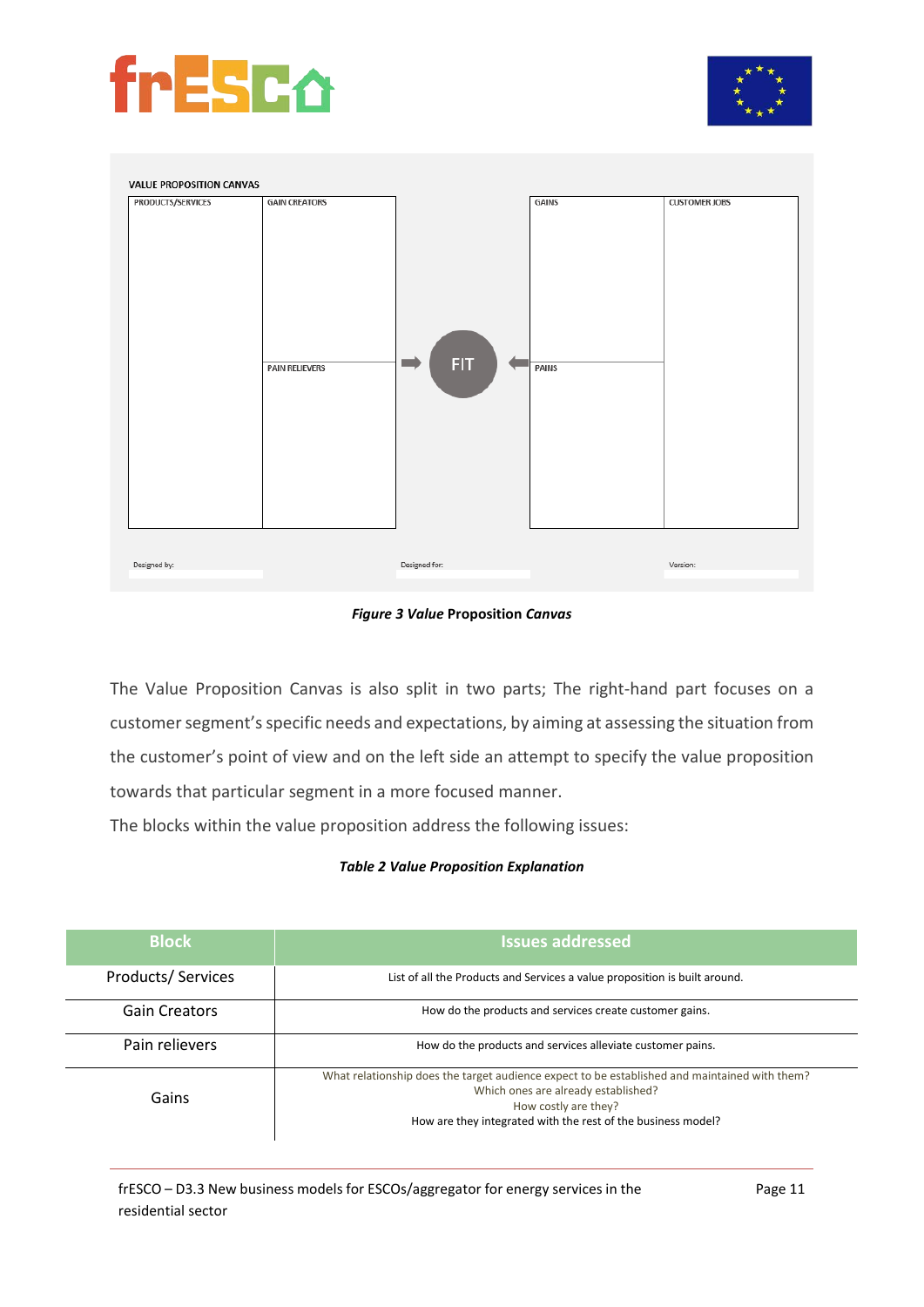VALUE PROPOSITION CANVAS

| PRODUCTS/SERVICES | GAIN CREATORS / PAIN RELIEVERS | FIT | GAINS / PAINS | CUSTOMER JOBS |
|---|---|---|---|---|

Designed by: Designed for: Version:

***Figure 3 Value*** **Proposition** ***Canvas***

The Value Proposition Canvas is also split in two parts; The right-hand part focuses on a customer segment's specific needs and expectations, by aiming at assessing the situation from the customer's point of view and on the left side an attempt to specify the value proposition towards that particular segment in a more focused manner.

The blocks within the value proposition address the following issues:

***Table 2 Value Proposition Explanation***

| Block | Issues addressed |
|---|---|
| Products/ Services | List of all the Products and Services a value proposition is built around. |
| Gain Creators | How do the products and services create customer gains. |
| Pain relievers | How do the products and services alleviate customer pains. |
| Gains | What relationship does the target audience expect to be established and maintained with them? Which ones are already established? How costly are they? How are they integrated with the rest of the business model? |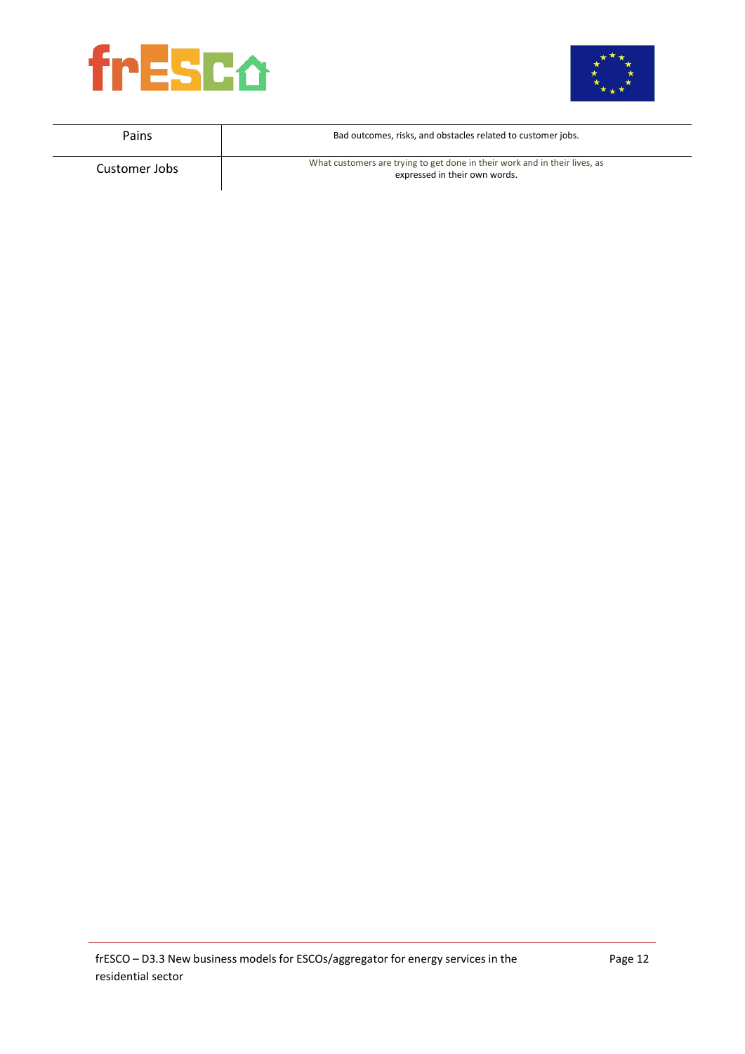| | |
|---|---|
| Pains | Bad outcomes, risks, and obstacles related to customer jobs. |
| Customer Jobs | What customers are trying to get done in their work and in their lives, as expressed in their own words. |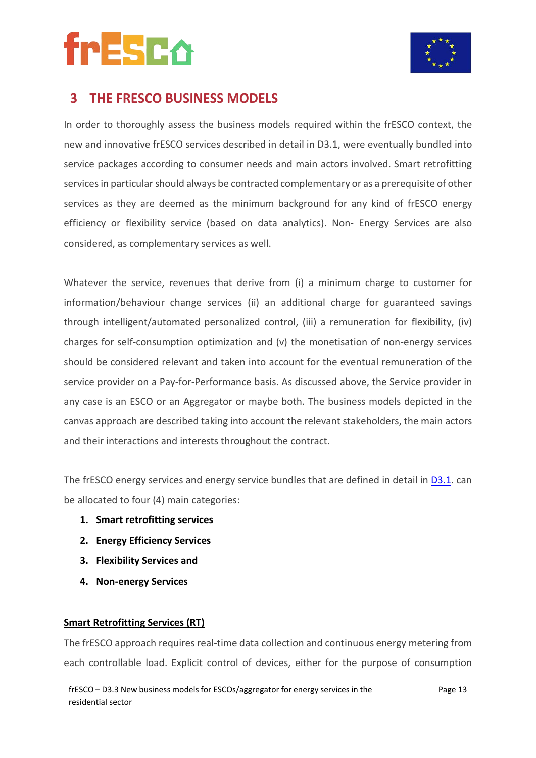// Dosya: (verilmedi) — kurallara göre çıktı
# 3 THE FRESCO BUSINESS MODELS

In order to thoroughly assess the business models required within the frESCO context, the new and innovative frESCO services described in detail in D3.1, were eventually bundled into service packages according to consumer needs and main actors involved. Smart retrofitting services in particular should always be contracted complementary or as a prerequisite of other services as they are deemed as the minimum background for any kind of frESCO energy efficiency or flexibility service (based on data analytics). Non- Energy Services are also considered, as complementary services as well.

Whatever the service, revenues that derive from (i) a minimum charge to customer for information/behaviour change services (ii) an additional charge for guaranteed savings through intelligent/automated personalized control, (iii) a remuneration for flexibility, (iv) charges for self-consumption optimization and (v) the monetisation of non-energy services should be considered relevant and taken into account for the eventual remuneration of the service provider on a Pay-for-Performance basis. As discussed above, the Service provider in any case is an ESCO or an Aggregator or maybe both. The business models depicted in the canvas approach are described taking into account the relevant stakeholders, the main actors and their interactions and interests throughout the contract.

The frESCO energy services and energy service bundles that are defined in detail in D3.1. can be allocated to four (4) main categories:

1. **Smart retrofitting services**
2. **Energy Efficiency Services**
3. **Flexibility Services and**
4. **Non-energy Services**

**Smart Retrofitting Services (RT)**

The frESCO approach requires real-time data collection and continuous energy metering from each controllable load. Explicit control of devices, either for the purpose of consumption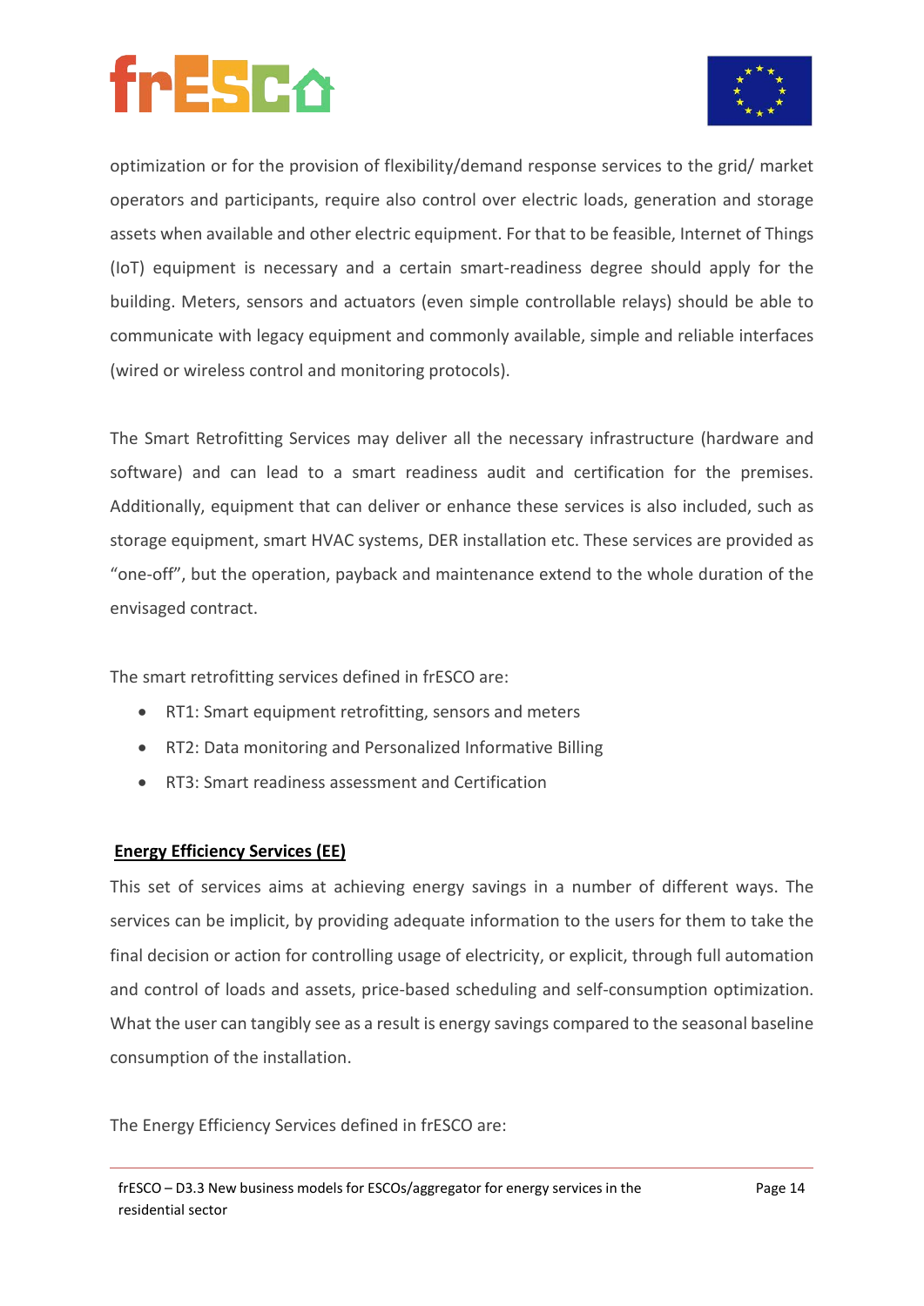optimization or for the provision of flexibility/demand response services to the grid/ market operators and participants, require also control over electric loads, generation and storage assets when available and other electric equipment. For that to be feasible, Internet of Things (IoT) equipment is necessary and a certain smart-readiness degree should apply for the building. Meters, sensors and actuators (even simple controllable relays) should be able to communicate with legacy equipment and commonly available, simple and reliable interfaces (wired or wireless control and monitoring protocols).

The Smart Retrofitting Services may deliver all the necessary infrastructure (hardware and software) and can lead to a smart readiness audit and certification for the premises. Additionally, equipment that can deliver or enhance these services is also included, such as storage equipment, smart HVAC systems, DER installation etc. These services are provided as "one-off", but the operation, payback and maintenance extend to the whole duration of the envisaged contract.

The smart retrofitting services defined in frESCO are:

- RT1: Smart equipment retrofitting, sensors and meters
- RT2: Data monitoring and Personalized Informative Billing
- RT3: Smart readiness assessment and Certification

**Energy Efficiency Services (EE)**

This set of services aims at achieving energy savings in a number of different ways. The services can be implicit, by providing adequate information to the users for them to take the final decision or action for controlling usage of electricity, or explicit, through full automation and control of loads and assets, price-based scheduling and self-consumption optimization. What the user can tangibly see as a result is energy savings compared to the seasonal baseline consumption of the installation.

The Energy Efficiency Services defined in frESCO are: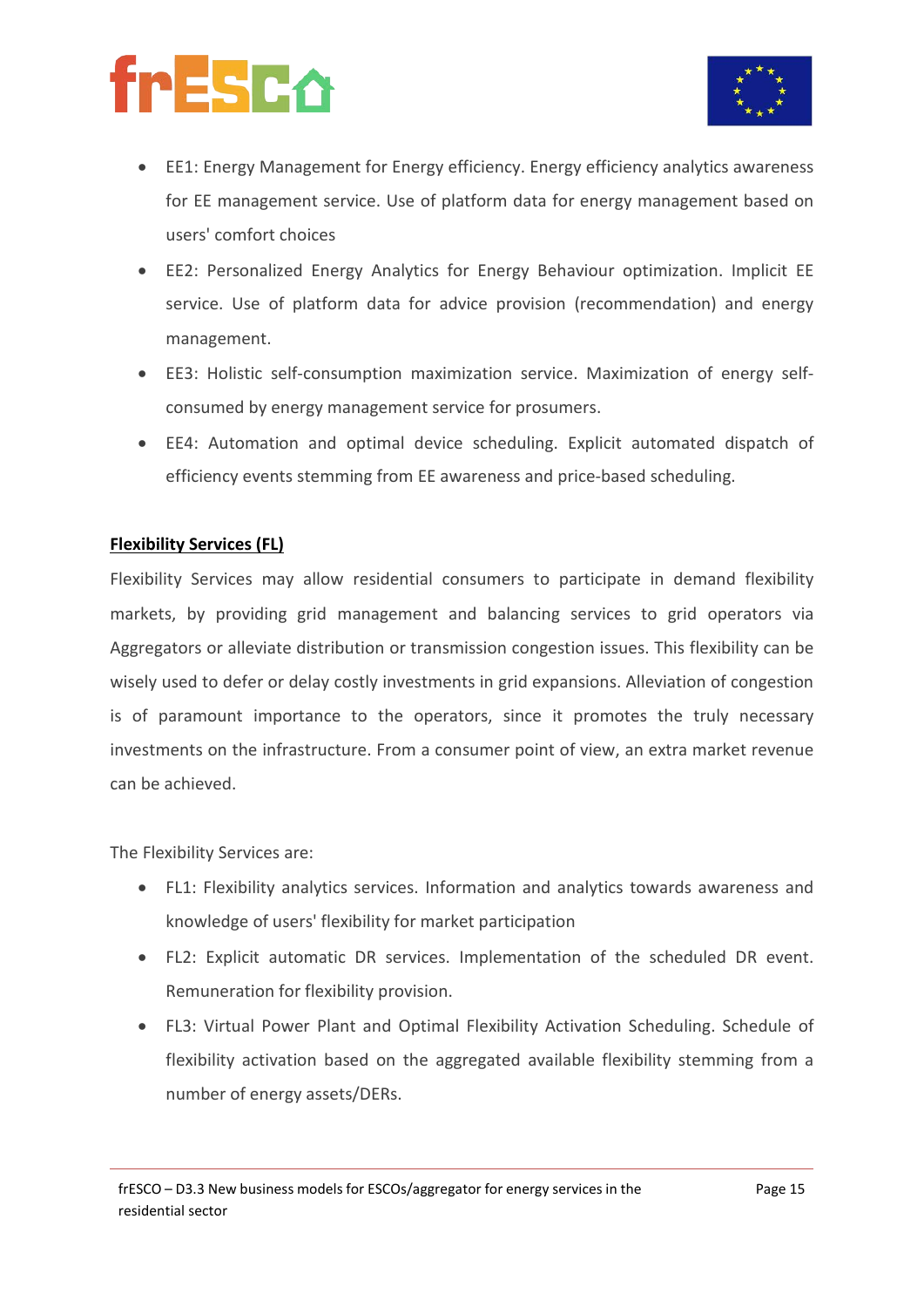- EE1: Energy Management for Energy efficiency. Energy efficiency analytics awareness for EE management service. Use of platform data for energy management based on users' comfort choices
- EE2: Personalized Energy Analytics for Energy Behaviour optimization. Implicit EE service. Use of platform data for advice provision (recommendation) and energy management.
- EE3: Holistic self-consumption maximization service. Maximization of energy self-consumed by energy management service for prosumers.
- EE4: Automation and optimal device scheduling. Explicit automated dispatch of efficiency events stemming from EE awareness and price-based scheduling.

**<u>Flexibility Services (FL)</u>**

Flexibility Services may allow residential consumers to participate in demand flexibility markets, by providing grid management and balancing services to grid operators via Aggregators or alleviate distribution or transmission congestion issues. This flexibility can be wisely used to defer or delay costly investments in grid expansions. Alleviation of congestion is of paramount importance to the operators, since it promotes the truly necessary investments on the infrastructure. From a consumer point of view, an extra market revenue can be achieved.

The Flexibility Services are:

- FL1: Flexibility analytics services. Information and analytics towards awareness and knowledge of users' flexibility for market participation
- FL2: Explicit automatic DR services. Implementation of the scheduled DR event. Remuneration for flexibility provision.
- FL3: Virtual Power Plant and Optimal Flexibility Activation Scheduling. Schedule of flexibility activation based on the aggregated available flexibility stemming from a number of energy assets/DERs.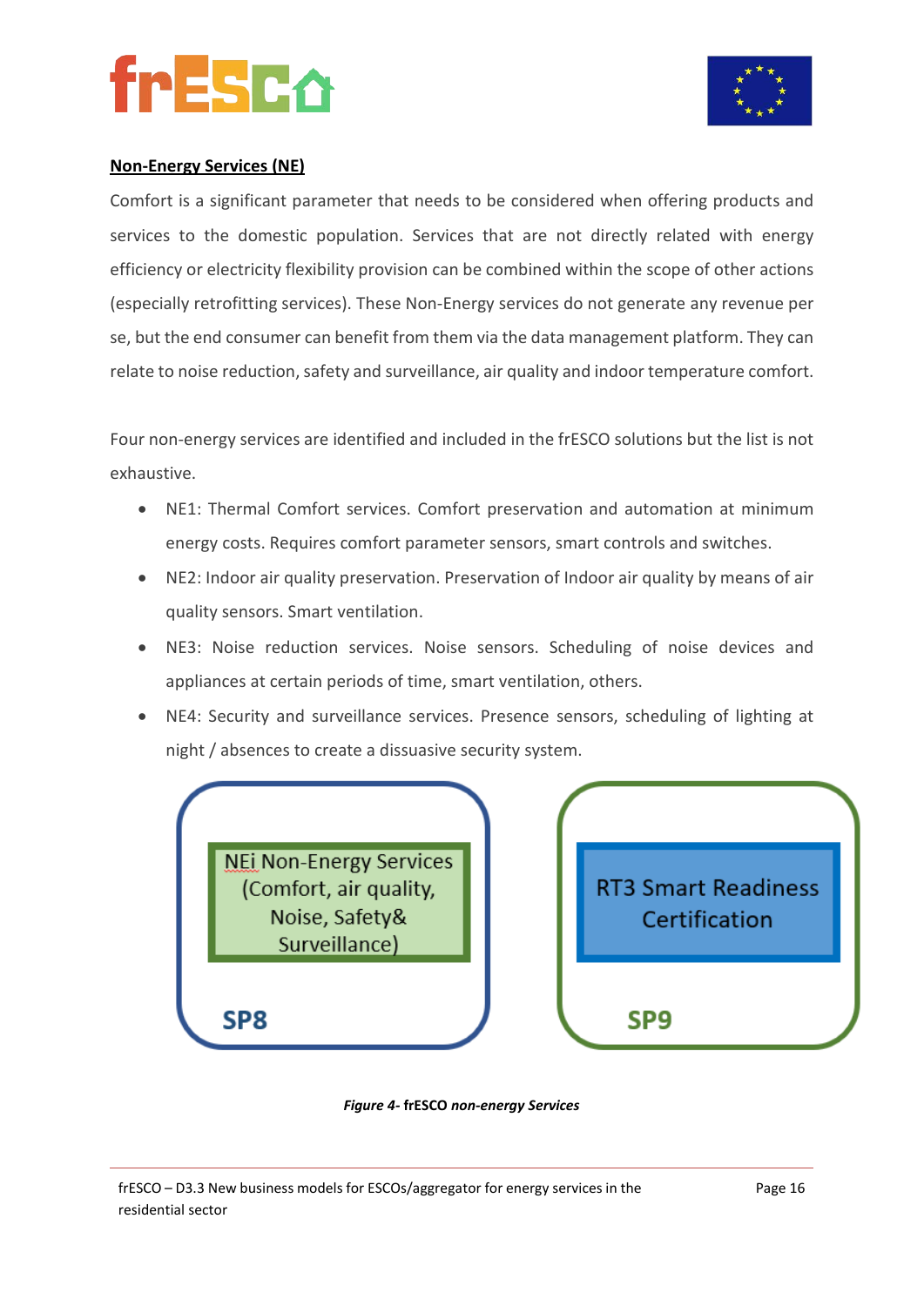**Non-Energy Services (NE)**

Comfort is a significant parameter that needs to be considered when offering products and services to the domestic population. Services that are not directly related with energy efficiency or electricity flexibility provision can be combined within the scope of other actions (especially retrofitting services). These Non-Energy services do not generate any revenue per se, but the end consumer can benefit from them via the data management platform. They can relate to noise reduction, safety and surveillance, air quality and indoor temperature comfort.

Four non-energy services are identified and included in the frESCO solutions but the list is not exhaustive.

- NE1: Thermal Comfort services. Comfort preservation and automation at minimum energy costs. Requires comfort parameter sensors, smart controls and switches.
- NE2: Indoor air quality preservation. Preservation of Indoor air quality by means of air quality sensors. Smart ventilation.
- NE3: Noise reduction services. Noise sensors. Scheduling of noise devices and appliances at certain periods of time, smart ventilation, others.
- NE4: Security and surveillance services. Presence sensors, scheduling of lighting at night / absences to create a dissuasive security system.

NEi Non-Energy Services (Comfort, air quality, Noise, Safety& Surveillance)

SP8

RT3 Smart Readiness Certification

SP9

*Figure 4- **frESCO** non-energy Services*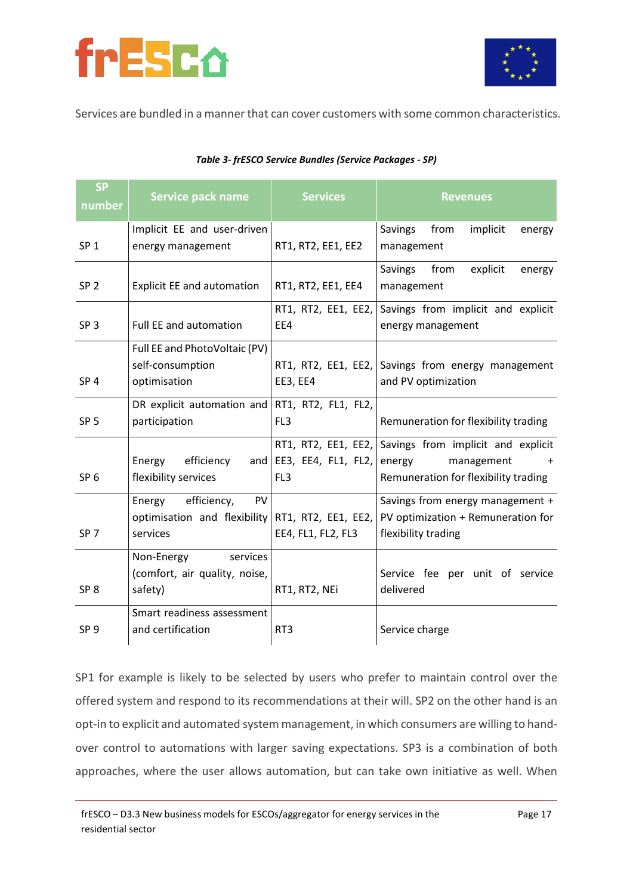Services are bundled in a manner that can cover customers with some common characteristics.

*Table 3- frESCO Service Bundles (Service Packages - SP)*

| SP number | Service pack name | Services | Revenues |
|---|---|---|---|
| SP 1 | Implicit EE and user-driven energy management | RT1, RT2, EE1, EE2 | Savings from implicit energy management |
| SP 2 | Explicit EE and automation | RT1, RT2, EE1, EE4 | Savings from explicit energy management |
| SP 3 | Full EE and automation | RT1, RT2, EE1, EE2, EE4 | Savings from implicit and explicit energy management |
| SP 4 | Full EE and PhotoVoltaic (PV) self-consumption optimisation | RT1, RT2, EE1, EE2, EE3, EE4 | Savings from energy management and PV optimization |
| SP 5 | DR explicit automation and participation | RT1, RT2, FL1, FL2, FL3 | Remuneration for flexibility trading |
| SP 6 | Energy efficiency and flexibility services | RT1, RT2, EE1, EE2, EE3, EE4, FL1, FL2, FL3 | Savings from implicit and explicit energy management + Remuneration for flexibility trading |
| SP 7 | Energy efficiency, PV optimisation and flexibility services | RT1, RT2, EE1, EE2, EE4, FL1, FL2, FL3 | Savings from energy management + PV optimization + Remuneration for flexibility trading |
| SP 8 | Non-Energy services (comfort, air quality, noise, safety) | RT1, RT2, NEi | Service fee per unit of service delivered |
| SP 9 | Smart readiness assessment and certification | RT3 | Service charge |

SP1 for example is likely to be selected by users who prefer to maintain control over the offered system and respond to its recommendations at their will. SP2 on the other hand is an opt-in to explicit and automated system management, in which consumers are willing to hand-over control to automations with larger saving expectations. SP3 is a combination of both approaches, where the user allows automation, but can take own initiative as well. When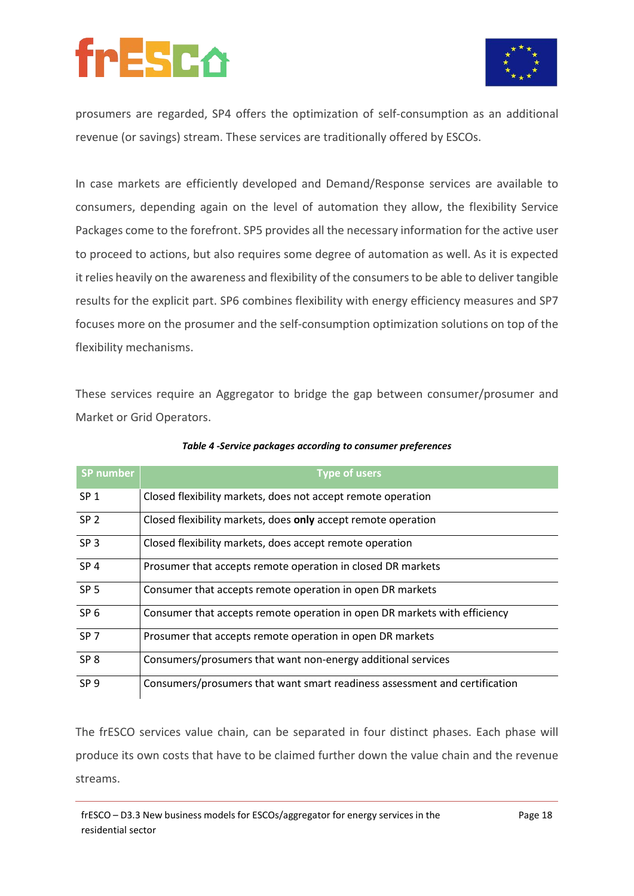prosumers are regarded, SP4 offers the optimization of self-consumption as an additional revenue (or savings) stream. These services are traditionally offered by ESCOs.

In case markets are efficiently developed and Demand/Response services are available to consumers, depending again on the level of automation they allow, the flexibility Service Packages come to the forefront. SP5 provides all the necessary information for the active user to proceed to actions, but also requires some degree of automation as well. As it is expected it relies heavily on the awareness and flexibility of the consumers to be able to deliver tangible results for the explicit part. SP6 combines flexibility with energy efficiency measures and SP7 focuses more on the prosumer and the self-consumption optimization solutions on top of the flexibility mechanisms.

These services require an Aggregator to bridge the gap between consumer/prosumer and Market or Grid Operators.

***Table 4 -Service packages according to consumer preferences***

| SP number | Type of users |
|---|---|
| SP 1 | Closed flexibility markets, does not accept remote operation |
| SP 2 | Closed flexibility markets, does **only** accept remote operation |
| SP 3 | Closed flexibility markets, does accept remote operation |
| SP 4 | Prosumer that accepts remote operation in closed DR markets |
| SP 5 | Consumer that accepts remote operation in open DR markets |
| SP 6 | Consumer that accepts remote operation in open DR markets with efficiency |
| SP 7 | Prosumer that accepts remote operation in open DR markets |
| SP 8 | Consumers/prosumers that want non-energy additional services |
| SP 9 | Consumers/prosumers that want smart readiness assessment and certification |

The frESCO services value chain, can be separated in four distinct phases. Each phase will produce its own costs that have to be claimed further down the value chain and the revenue streams.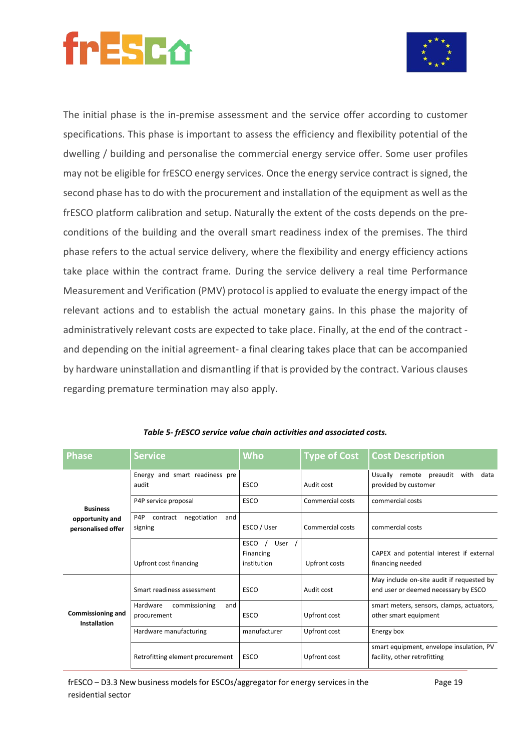The initial phase is the in-premise assessment and the service offer according to customer specifications. This phase is important to assess the efficiency and flexibility potential of the dwelling / building and personalise the commercial energy service offer. Some user profiles may not be eligible for frESCO energy services. Once the energy service contract is signed, the second phase has to do with the procurement and installation of the equipment as well as the frESCO platform calibration and setup. Naturally the extent of the costs depends on the pre-conditions of the building and the overall smart readiness index of the premises. The third phase refers to the actual service delivery, where the flexibility and energy efficiency actions take place within the contract frame. During the service delivery a real time Performance Measurement and Verification (PMV) protocol is applied to evaluate the energy impact of the relevant actions and to establish the actual monetary gains. In this phase the majority of administratively relevant costs are expected to take place. Finally, at the end of the contract - and depending on the initial agreement- a final clearing takes place that can be accompanied by hardware uninstallation and dismantling if that is provided by the contract. Various clauses regarding premature termination may also apply.

***Table 5- frESCO service value chain activities and associated costs.***

| Phase | Service | Who | Type of Cost | Cost Description |
|---|---|---|---|---|
| **Business opportunity and personalised offer** | Energy and smart readiness pre audit | ESCO | Audit cost | Usually remote preaudit with data provided by customer |
| | P4P service proposal | ESCO | Commercial costs | commercial costs |
| | P4P contract negotiation and signing | ESCO / User | Commercial costs | commercial costs |
| | Upfront cost financing | ESCO / User / Financing institution | Upfront costs | CAPEX and potential interest if external financing needed |
| **Commissioning and Installation** | Smart readiness assessment | ESCO | Audit cost | May include on-site audit if requested by end user or deemed necessary by ESCO |
| | Hardware commissioning and procurement | ESCO | Upfront cost | smart meters, sensors, clamps, actuators, other smart equipment |
| | Hardware manufacturing | manufacturer | Upfront cost | Energy box |
| | Retrofitting element procurement | ESCO | Upfront cost | smart equipment, envelope insulation, PV facility, other retrofitting |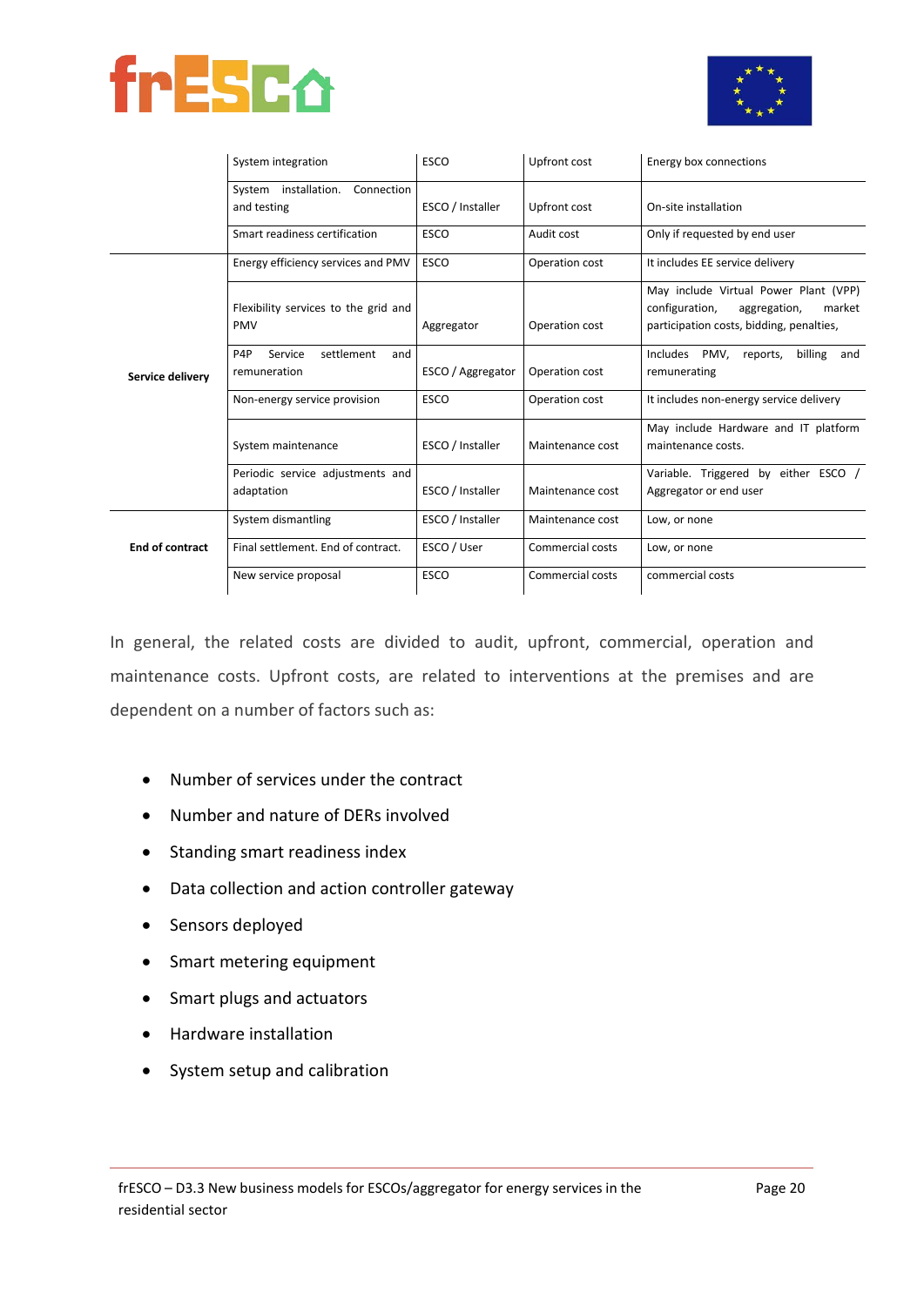| | | | | |
|---|---|---|---|---|
| | System integration | ESCO | Upfront cost | Energy box connections |
| | System installation. Connection and testing | ESCO / Installer | Upfront cost | On-site installation |
| | Smart readiness certification | ESCO | Audit cost | Only if requested by end user |
| **Service delivery** | Energy efficiency services and PMV | ESCO | Operation cost | It includes EE service delivery |
| | Flexibility services to the grid and PMV | Aggregator | Operation cost | May include Virtual Power Plant (VPP) configuration, aggregation, market participation costs, bidding, penalties, |
| | P4P Service settlement and remuneration | ESCO / Aggregator | Operation cost | Includes PMV, reports, billing and remunerating |
| | Non-energy service provision | ESCO | Operation cost | It includes non-energy service delivery |
| | System maintenance | ESCO / Installer | Maintenance cost | May include Hardware and IT platform maintenance costs. |
| | Periodic service adjustments and adaptation | ESCO / Installer | Maintenance cost | Variable. Triggered by either ESCO / Aggregator or end user |
| **End of contract** | System dismantling | ESCO / Installer | Maintenance cost | Low, or none |
| | Final settlement. End of contract. | ESCO / User | Commercial costs | Low, or none |
| | New service proposal | ESCO | Commercial costs | commercial costs |

In general, the related costs are divided to audit, upfront, commercial, operation and maintenance costs. Upfront costs, are related to interventions at the premises and are dependent on a number of factors such as:

- Number of services under the contract
- Number and nature of DERs involved
- Standing smart readiness index
- Data collection and action controller gateway
- Sensors deployed
- Smart metering equipment
- Smart plugs and actuators
- Hardware installation
- System setup and calibration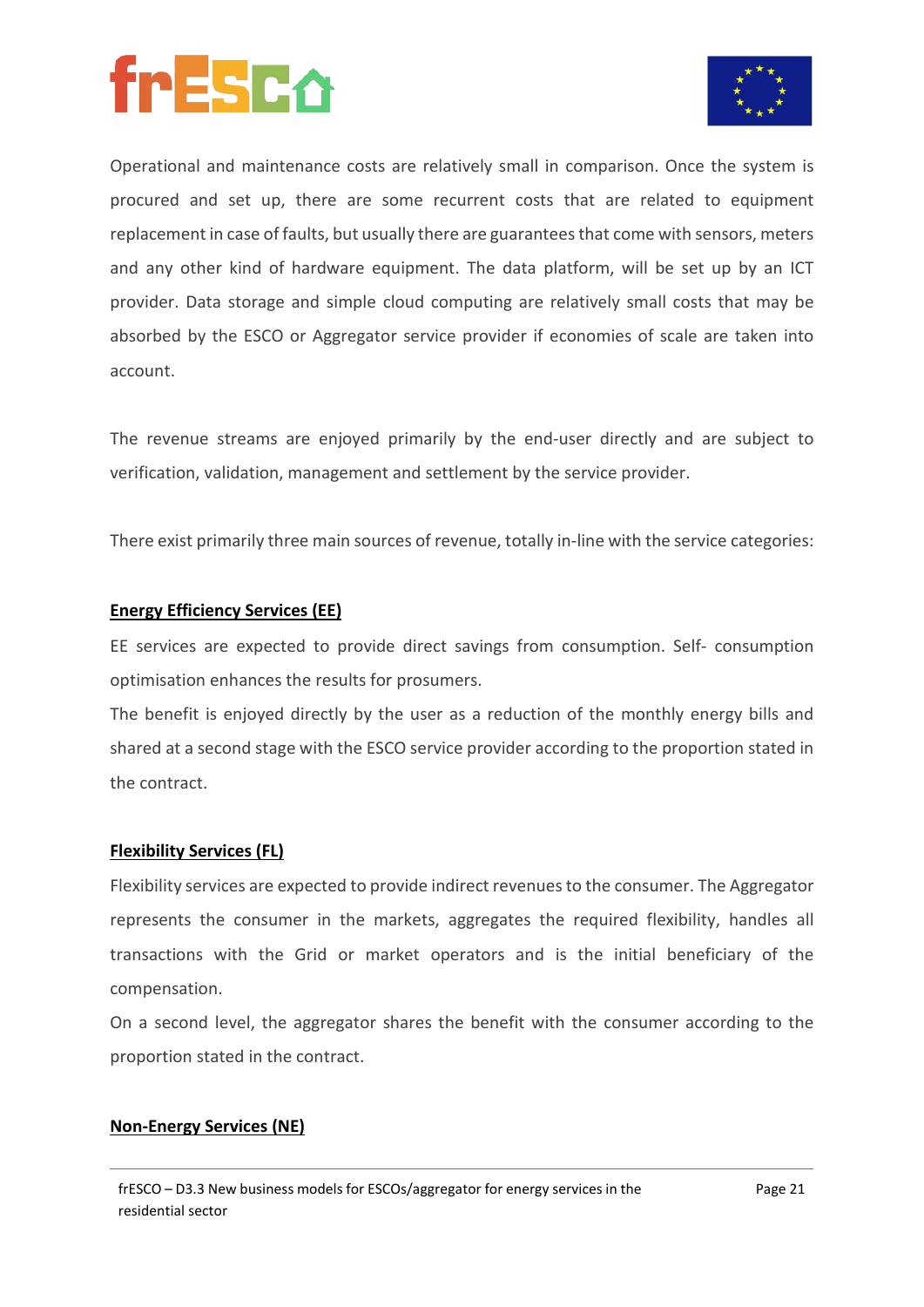Operational and maintenance costs are relatively small in comparison. Once the system is procured and set up, there are some recurrent costs that are related to equipment replacement in case of faults, but usually there are guarantees that come with sensors, meters and any other kind of hardware equipment. The data platform, will be set up by an ICT provider. Data storage and simple cloud computing are relatively small costs that may be absorbed by the ESCO or Aggregator service provider if economies of scale are taken into account.

The revenue streams are enjoyed primarily by the end-user directly and are subject to verification, validation, management and settlement by the service provider.

There exist primarily three main sources of revenue, totally in-line with the service categories:

**Energy Efficiency Services (EE)**

EE services are expected to provide direct savings from consumption. Self- consumption optimisation enhances the results for prosumers.

The benefit is enjoyed directly by the user as a reduction of the monthly energy bills and shared at a second stage with the ESCO service provider according to the proportion stated in the contract.

**Flexibility Services (FL)**

Flexibility services are expected to provide indirect revenues to the consumer. The Aggregator represents the consumer in the markets, aggregates the required flexibility, handles all transactions with the Grid or market operators and is the initial beneficiary of the compensation.

On a second level, the aggregator shares the benefit with the consumer according to the proportion stated in the contract.

**Non-Energy Services (NE)**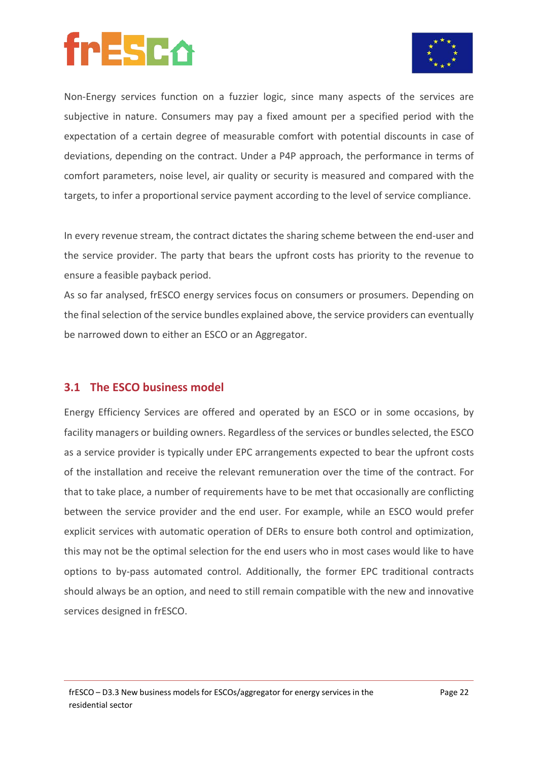Non-Energy services function on a fuzzier logic, since many aspects of the services are subjective in nature. Consumers may pay a fixed amount per a specified period with the expectation of a certain degree of measurable comfort with potential discounts in case of deviations, depending on the contract. Under a P4P approach, the performance in terms of comfort parameters, noise level, air quality or security is measured and compared with the targets, to infer a proportional service payment according to the level of service compliance.

In every revenue stream, the contract dictates the sharing scheme between the end-user and the service provider. The party that bears the upfront costs has priority to the revenue to ensure a feasible payback period.

As so far analysed, frESCO energy services focus on consumers or prosumers. Depending on the final selection of the service bundles explained above, the service providers can eventually be narrowed down to either an ESCO or an Aggregator.

## 3.1 The ESCO business model

Energy Efficiency Services are offered and operated by an ESCO or in some occasions, by facility managers or building owners. Regardless of the services or bundles selected, the ESCO as a service provider is typically under EPC arrangements expected to bear the upfront costs of the installation and receive the relevant remuneration over the time of the contract. For that to take place, a number of requirements have to be met that occasionally are conflicting between the service provider and the end user. For example, while an ESCO would prefer explicit services with automatic operation of DERs to ensure both control and optimization, this may not be the optimal selection for the end users who in most cases would like to have options to by-pass automated control. Additionally, the former EPC traditional contracts should always be an option, and need to still remain compatible with the new and innovative services designed in frESCO.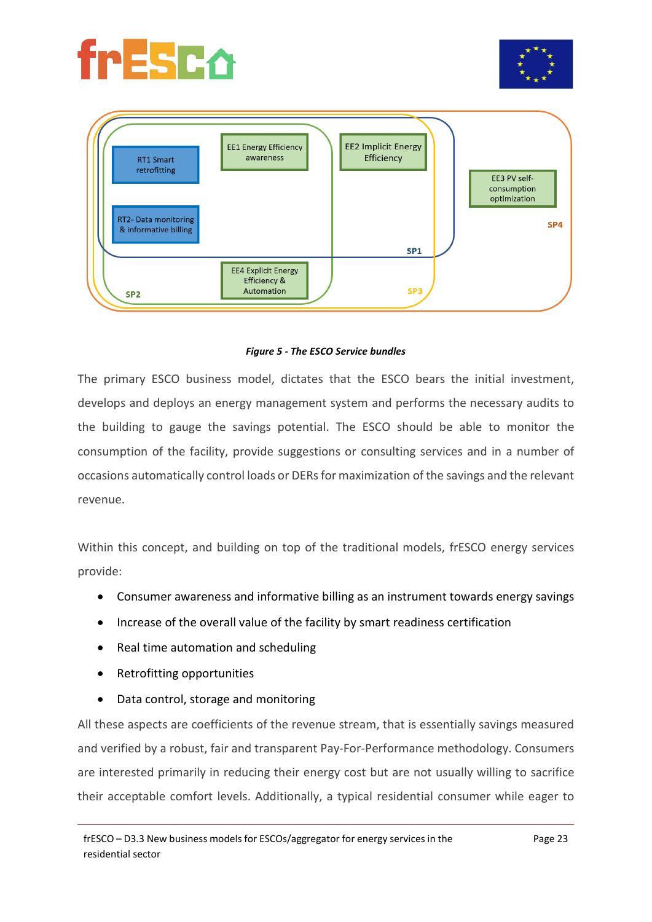*Figure 5 - The ESCO Service bundles*

The primary ESCO business model, dictates that the ESCO bears the initial investment, develops and deploys an energy management system and performs the necessary audits to the building to gauge the savings potential. The ESCO should be able to monitor the consumption of the facility, provide suggestions or consulting services and in a number of occasions automatically control loads or DERs for maximization of the savings and the relevant revenue.

Within this concept, and building on top of the traditional models, frESCO energy services provide:

- Consumer awareness and informative billing as an instrument towards energy savings
- Increase of the overall value of the facility by smart readiness certification
- Real time automation and scheduling
- Retrofitting opportunities
- Data control, storage and monitoring

All these aspects are coefficients of the revenue stream, that is essentially savings measured and verified by a robust, fair and transparent Pay-For-Performance methodology. Consumers are interested primarily in reducing their energy cost but are not usually willing to sacrifice their acceptable comfort levels. Additionally, a typical residential consumer while eager to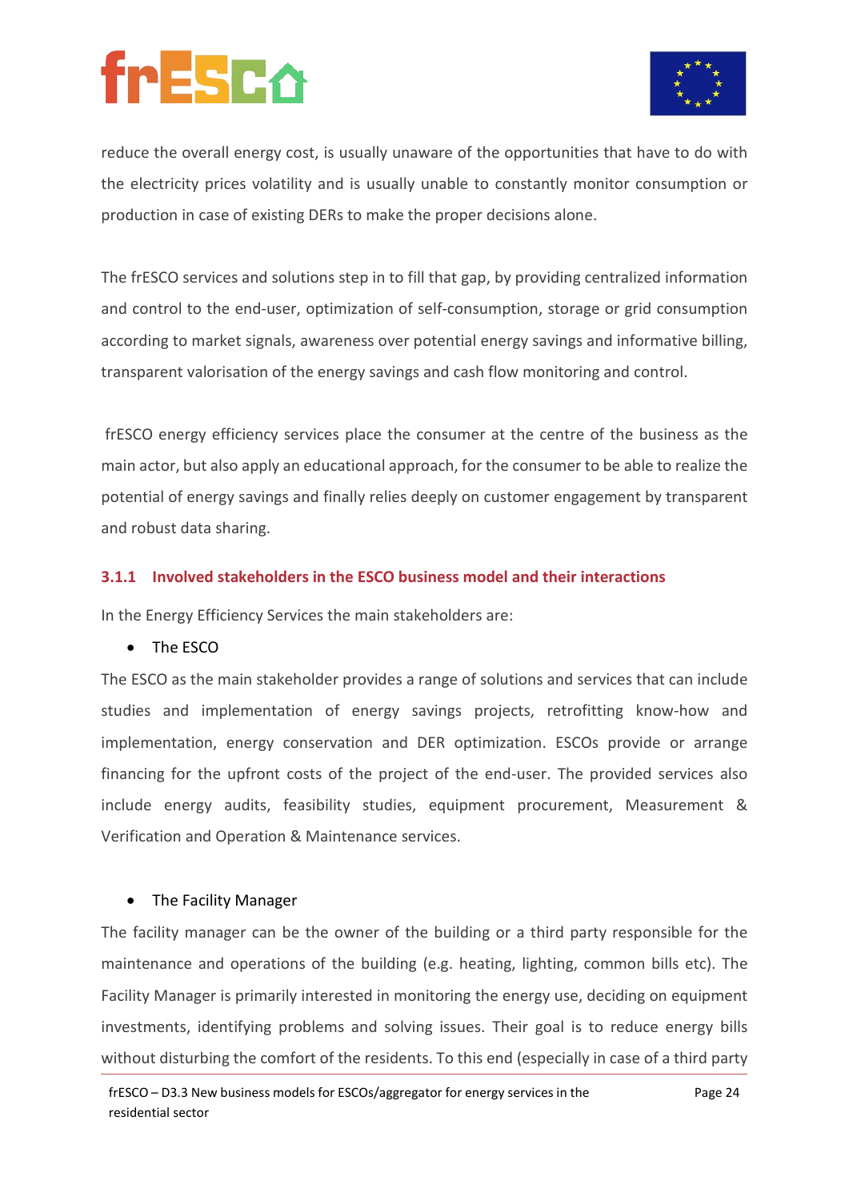reduce the overall energy cost, is usually unaware of the opportunities that have to do with the electricity prices volatility and is usually unable to constantly monitor consumption or production in case of existing DERs to make the proper decisions alone.

The frESCO services and solutions step in to fill that gap, by providing centralized information and control to the end-user, optimization of self-consumption, storage or grid consumption according to market signals, awareness over potential energy savings and informative billing, transparent valorisation of the energy savings and cash flow monitoring and control.

frESCO energy efficiency services place the consumer at the centre of the business as the main actor, but also apply an educational approach, for the consumer to be able to realize the potential of energy savings and finally relies deeply on customer engagement by transparent and robust data sharing.

### 3.1.1 Involved stakeholders in the ESCO business model and their interactions

In the Energy Efficiency Services the main stakeholders are:

- The ESCO

The ESCO as the main stakeholder provides a range of solutions and services that can include studies and implementation of energy savings projects, retrofitting know-how and implementation, energy conservation and DER optimization. ESCOs provide or arrange financing for the upfront costs of the project of the end-user. The provided services also include energy audits, feasibility studies, equipment procurement, Measurement & Verification and Operation & Maintenance services.

- The Facility Manager

The facility manager can be the owner of the building or a third party responsible for the maintenance and operations of the building (e.g. heating, lighting, common bills etc). The Facility Manager is primarily interested in monitoring the energy use, deciding on equipment investments, identifying problems and solving issues. Their goal is to reduce energy bills without disturbing the comfort of the residents. To this end (especially in case of a third party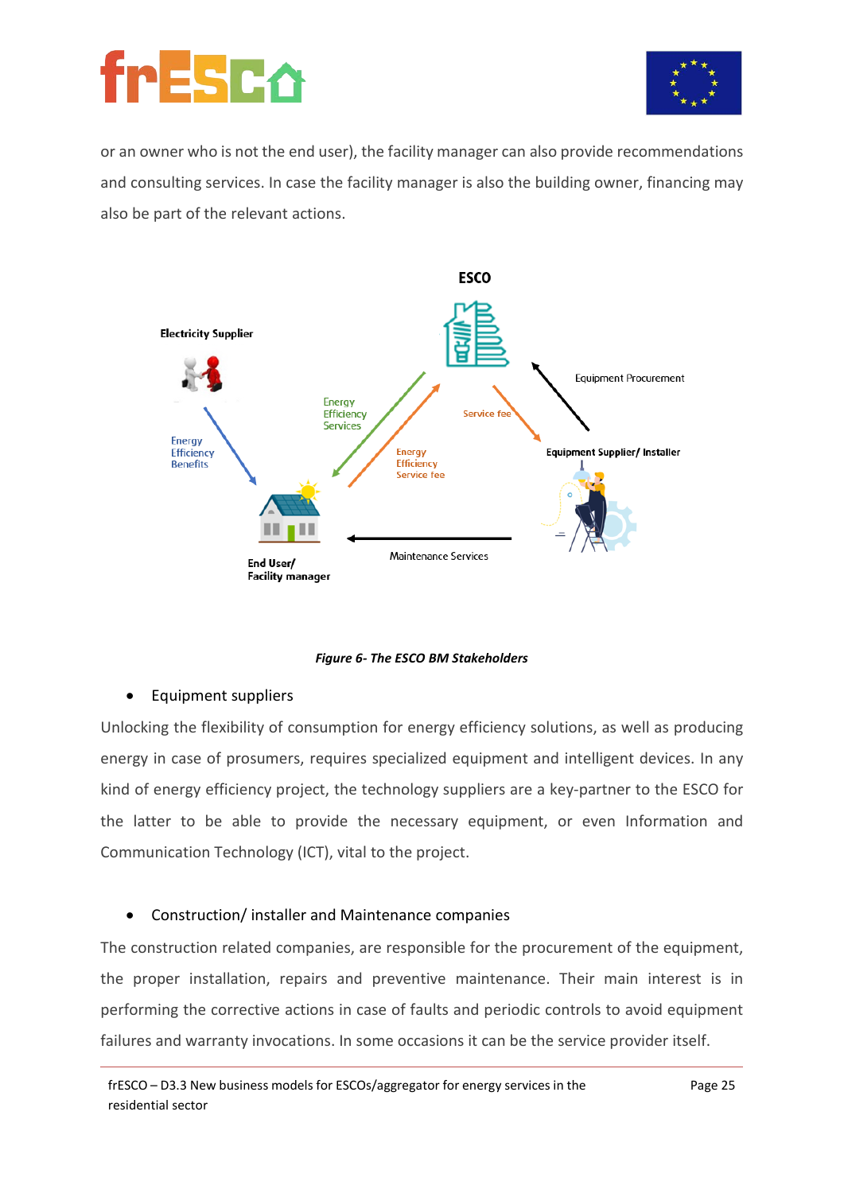or an owner who is not the end user), the facility manager can also provide recommendations and consulting services. In case the facility manager is also the building owner, financing may also be part of the relevant actions.

*Figure 6- The ESCO BM Stakeholders*

- Equipment suppliers

Unlocking the flexibility of consumption for energy efficiency solutions, as well as producing energy in case of prosumers, requires specialized equipment and intelligent devices. In any kind of energy efficiency project, the technology suppliers are a key-partner to the ESCO for the latter to be able to provide the necessary equipment, or even Information and Communication Technology (ICT), vital to the project.

- Construction/ installer and Maintenance companies

The construction related companies, are responsible for the procurement of the equipment, the proper installation, repairs and preventive maintenance. Their main interest is in performing the corrective actions in case of faults and periodic controls to avoid equipment failures and warranty invocations. In some occasions it can be the service provider itself.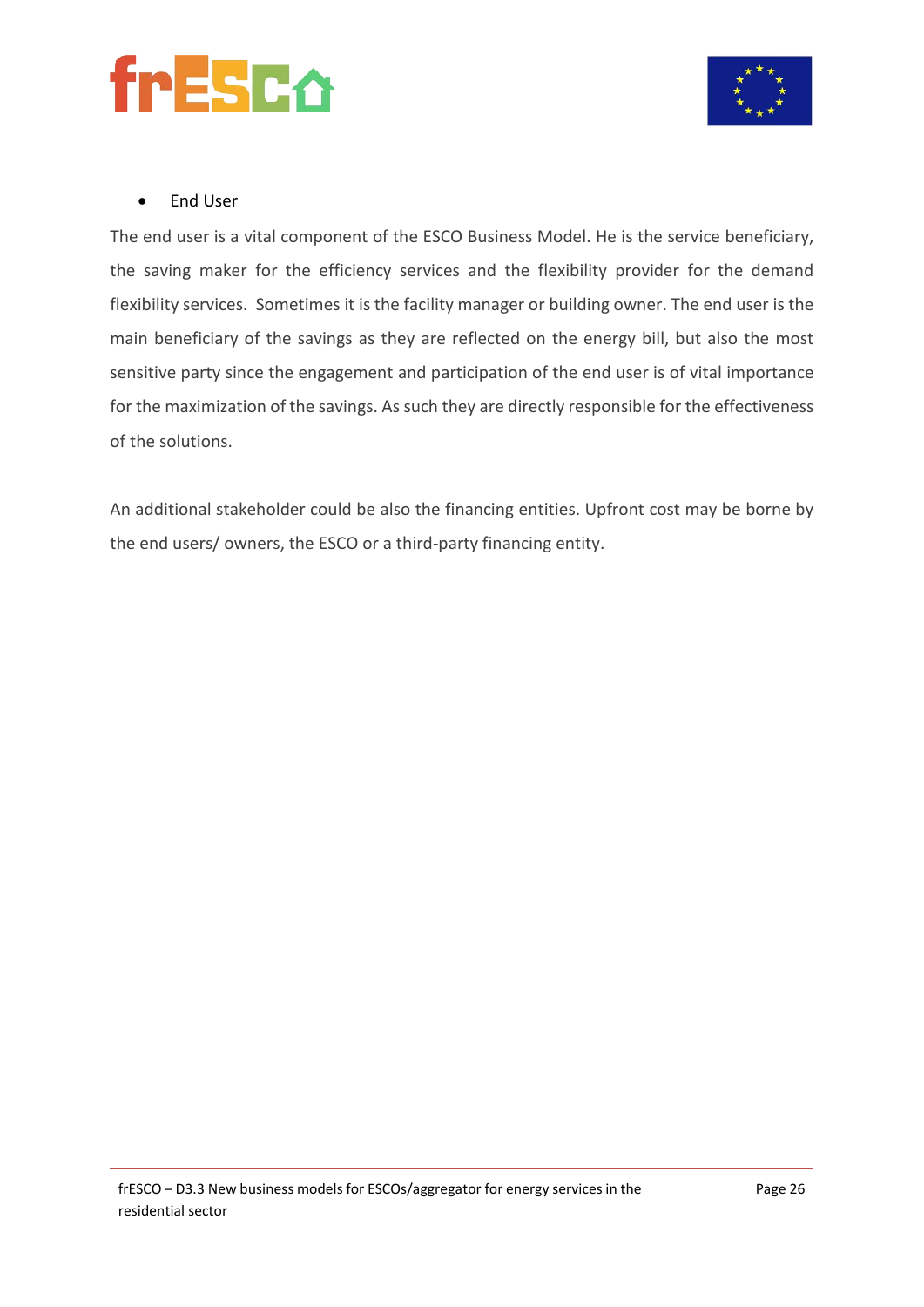- End User

The end user is a vital component of the ESCO Business Model. He is the service beneficiary, the saving maker for the efficiency services and the flexibility provider for the demand flexibility services.  Sometimes it is the facility manager or building owner. The end user is the main beneficiary of the savings as they are reflected on the energy bill, but also the most sensitive party since the engagement and participation of the end user is of vital importance for the maximization of the savings. As such they are directly responsible for the effectiveness of the solutions.

An additional stakeholder could be also the financing entities. Upfront cost may be borne by the end users/ owners, the ESCO or a third-party financing entity.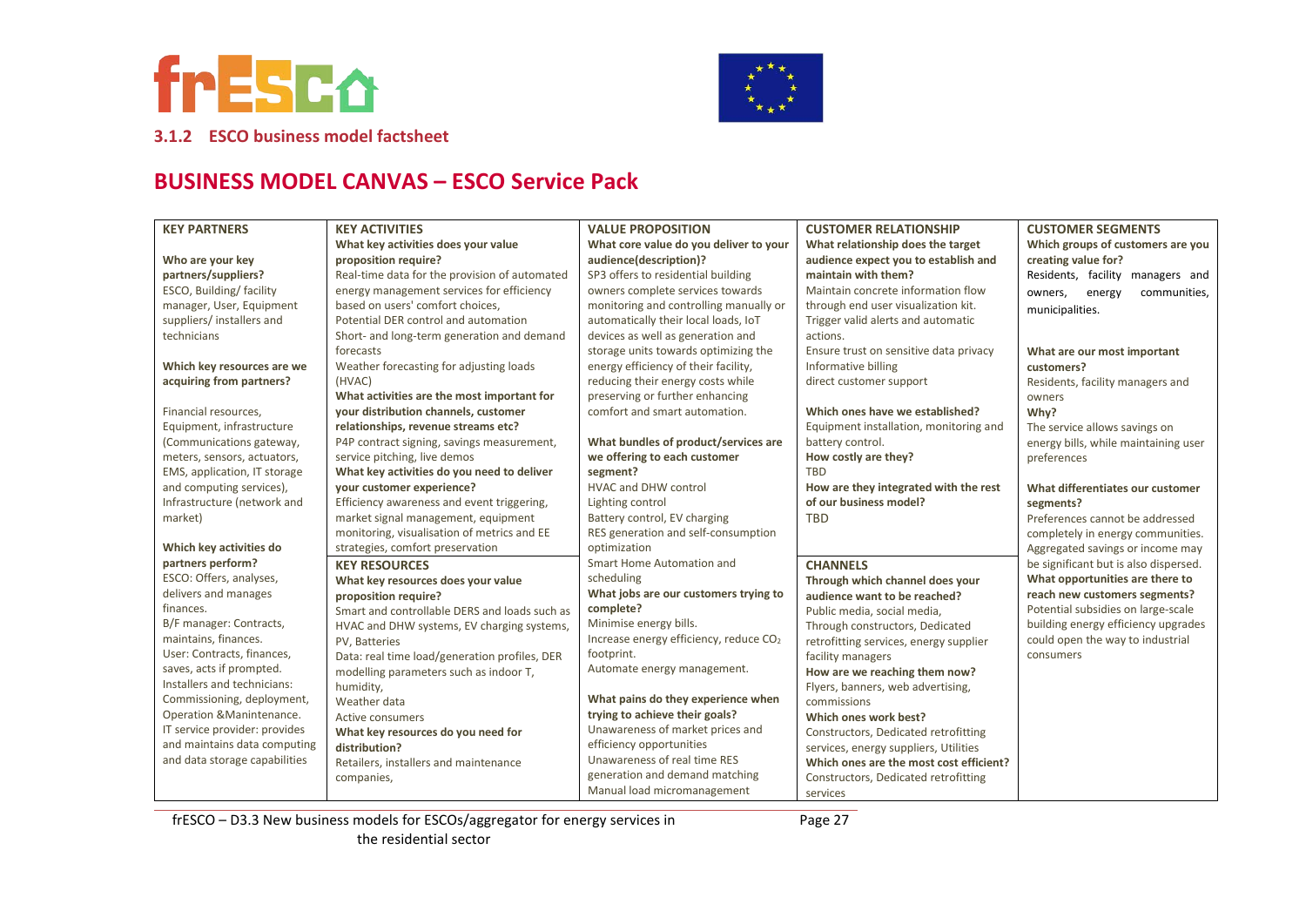### 3.1.2 ESCO business model factsheet

## BUSINESS MODEL CANVAS – ESCO Service Pack

| KEY PARTNERS | KEY ACTIVITIES | VALUE PROPOSITION | CUSTOMER RELATIONSHIP | CUSTOMER SEGMENTS |
|---|---|---|---|---|
| **Who are your key partners/suppliers?**<br>ESCO, Building/ facility manager, User, Equipment suppliers/ installers and technicians<br><br>**Which key resources are we acquiring from partners?**<br><br>Financial resources, Equipment, infrastructure (Communications gateway, meters, sensors, actuators, EMS, application, IT storage and computing services), Infrastructure (network and market)<br><br>**Which key activities do partners perform?**<br>ESCO: Offers, analyses, delivers and manages finances.<br>B/F manager: Contracts, maintains, finances.<br>User: Contracts, finances, saves, acts if prompted.<br>Installers and technicians: Commissioning, deployment, Operation &Maintenance.<br>IT service provider: provides and maintains data computing and data storage capabilities | **What key activities does your value proposition require?**<br>Real-time data for the provision of automated energy management services for efficiency based on users' comfort choices,<br>Potential DER control and automation<br>Short- and long-term generation and demand forecasts<br>Weather forecasting for adjusting loads (HVAC)<br>**What activities are the most important for your distribution channels, customer relationships, revenue streams etc?**<br>P4P contract signing, savings measurement, service pitching, live demos<br>**What key activities do you need to deliver your customer experience?**<br>Efficiency awareness and event triggering, market signal management, equipment monitoring, visualisation of metrics and EE strategies, comfort preservation<br><br>**KEY RESOURCES**<br>**What key resources does your value proposition require?**<br>Smart and controllable DERS and loads such as HVAC and DHW systems, EV charging systems, PV, Batteries<br>Data: real time load/generation profiles, DER modelling parameters such as indoor T, humidity,<br>Weather data<br>Active consumers<br>**What key resources do you need for distribution?**<br>Retailers, installers and maintenance companies, | **What core value do you deliver to your audience(description)?**<br>SP3 offers to residential building owners complete services towards monitoring and controlling manually or automatically their local loads, IoT devices as well as generation and storage units towards optimizing the energy efficiency of their facility, reducing their energy costs while preserving or further enhancing comfort and smart automation.<br><br>**What bundles of product/services are we offering to each customer segment?**<br>HVAC and DHW control<br>Lighting control<br>Battery control, EV charging<br>RES generation and self-consumption optimization<br>Smart Home Automation and scheduling<br>**What jobs are our customers trying to complete?**<br>Minimise energy bills.<br>Increase energy efficiency, reduce $CO_2$ footprint.<br>Automate energy management.<br><br>**What pains do they experience when trying to achieve their goals?**<br>Unawareness of market prices and efficiency opportunities<br>Unawareness of real time RES generation and demand matching<br>Manual load micromanagement | **What relationship does the target audience expect you to establish and maintain with them?**<br>Maintain concrete information flow through end user visualization kit.<br>Trigger valid alerts and automatic actions.<br>Ensure trust on sensitive data privacy<br>Informative billing<br>direct customer support<br><br>**Which ones have we established?**<br>Equipment installation, monitoring and battery control.<br>**How costly are they?**<br>TBD<br>**How are they integrated with the rest of our business model?**<br>TBD<br><br>**CHANNELS**<br>**Through which channel does your audience want to be reached?**<br>Public media, social media,<br>Through constructors, Dedicated retrofitting services, energy supplier facility managers<br>**How are we reaching them now?**<br>Flyers, banners, web advertising, commissions<br>**Which ones work best?**<br>Constructors, Dedicated retrofitting services, energy suppliers, Utilities<br>**Which ones are the most cost efficient?**<br>Constructors, Dedicated retrofitting services | **Which groups of customers are you creating value for?**<br>Residents, facility managers and owners, energy communities, municipalities.<br><br>**What are our most important customers?**<br>Residents, facility managers and owners<br>**Why?**<br>The service allows savings on energy bills, while maintaining user preferences<br><br>**What differentiates our customer segments?**<br>Preferences cannot be addressed completely in energy communities. Aggregated savings or income may be significant but is also dispersed.<br>**What opportunities are there to reach new customers segments?**<br>Potential subsidies on large-scale building energy efficiency upgrades could open the way to industrial consumers |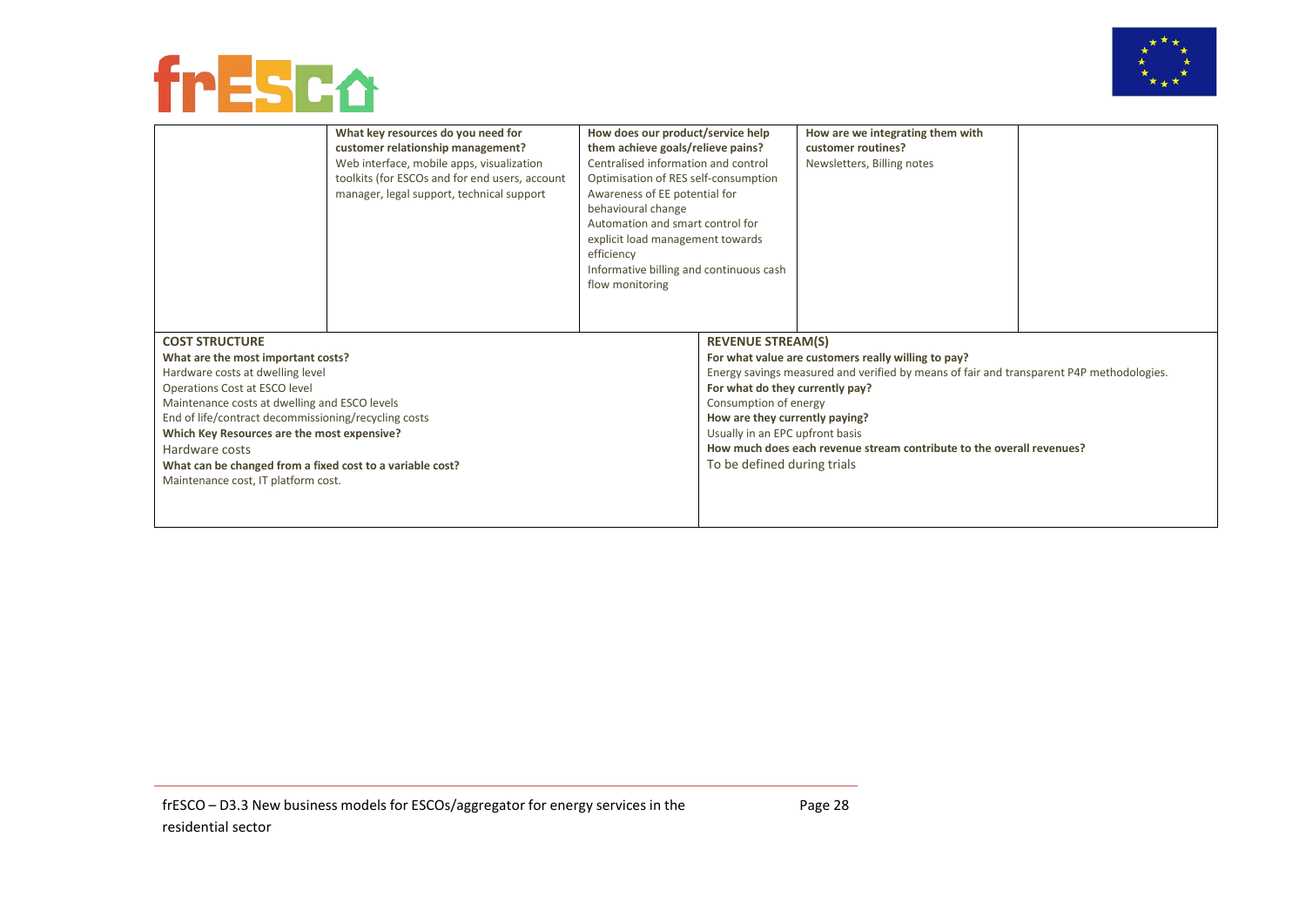| | What key resources do you need for customer relationship management? Web interface, mobile apps, visualization toolkits (for ESCOs and for end users, account manager, legal support, technical support | How does our product/service help them achieve goals/relieve pains? Centralised information and control Optimisation of RES self-consumption Awareness of EE potential for behavioural change Automation and smart control for explicit load management towards efficiency Informative billing and continuous cash flow monitoring | How are we integrating them with customer routines? Newsletters, Billing notes | |
|---|---|---|---|---|

| COST STRUCTURE | REVENUE STREAM(S) |
|---|---|
| **What are the most important costs?**<br>Hardware costs at dwelling level<br>Operations Cost at ESCO level<br>Maintenance costs at dwelling and ESCO levels<br>End of life/contract decommissioning/recycling costs<br>**Which Key Resources are the most expensive?**<br>Hardware costs<br>**What can be changed from a fixed cost to a variable cost?**<br>Maintenance cost, IT platform cost. | **For what value are customers really willing to pay?**<br>Energy savings measured and verified by means of fair and transparent P4P methodologies.<br>**For what do they currently pay?**<br>Consumption of energy<br>**How are they currently paying?**<br>Usually in an EPC upfront basis<br>**How much does each revenue stream contribute to the overall revenues?**<br>To be defined during trials |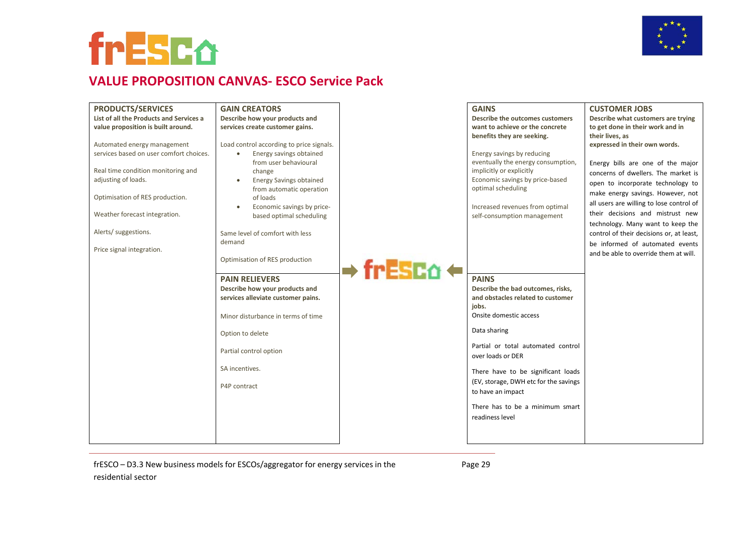## VALUE PROPOSITION CANVAS- ESCO Service Pack

### PRODUCTS/SERVICES

**List of all the Products and Services a value proposition is built around.**

Automated energy management services based on user comfort choices.

Real time condition monitoring and adjusting of loads.

Optimisation of RES production.

Weather forecast integration.

Alerts/ suggestions.

Price signal integration.

### GAIN CREATORS

**Describe how your products and services create customer gains.**

Load control according to price signals.

- Energy savings obtained from user behavioural change
- Energy Savings obtained from automatic operation of loads
- Economic savings by price-based optimal scheduling

Same level of comfort with less demand

Optimisation of RES production

### PAIN RELIEVERS

**Describe how your products and services alleviate customer pains.**

Minor disturbance in terms of time

Option to delete

Partial control option

SA incentives.

P4P contract

### GAINS

**Describe the outcomes customers want to achieve or the concrete benefits they are seeking.**

Energy savings by reducing eventually the energy consumption, implicitly or explicitly

Economic savings by price-based optimal scheduling

Increased revenues from optimal self-consumption management

### PAINS

**Describe the bad outcomes, risks, and obstacles related to customer jobs.**

Onsite domestic access

Data sharing

Partial or total automated control over loads or DER

There have to be significant loads (EV, storage, DWH etc for the savings to have an impact

There has to be a minimum smart readiness level

### CUSTOMER JOBS

**Describe what customers are trying to get done in their work and in their lives, as expressed in their own words.**

Energy bills are one of the major concerns of dwellers. The market is open to incorporate technology to make energy savings. However, not all users are willing to lose control of their decisions and mistrust new technology. Many want to keep the control of their decisions or, at least, be informed of automated events and be able to override them at will.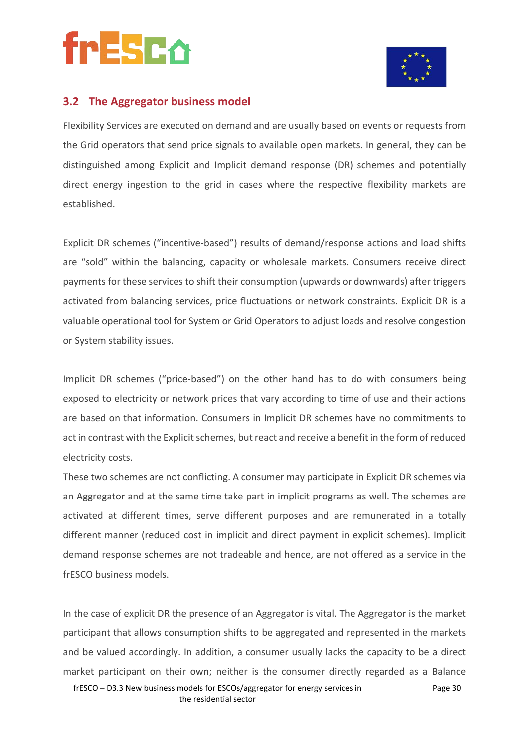## 3.2 The Aggregator business model

Flexibility Services are executed on demand and are usually based on events or requests from the Grid operators that send price signals to available open markets. In general, they can be distinguished among Explicit and Implicit demand response (DR) schemes and potentially direct energy ingestion to the grid in cases where the respective flexibility markets are established.

Explicit DR schemes ("incentive-based") results of demand/response actions and load shifts are "sold" within the balancing, capacity or wholesale markets. Consumers receive direct payments for these services to shift their consumption (upwards or downwards) after triggers activated from balancing services, price fluctuations or network constraints. Explicit DR is a valuable operational tool for System or Grid Operators to adjust loads and resolve congestion or System stability issues.

Implicit DR schemes ("price-based") on the other hand has to do with consumers being exposed to electricity or network prices that vary according to time of use and their actions are based on that information. Consumers in Implicit DR schemes have no commitments to act in contrast with the Explicit schemes, but react and receive a benefit in the form of reduced electricity costs.

These two schemes are not conflicting. A consumer may participate in Explicit DR schemes via an Aggregator and at the same time take part in implicit programs as well. The schemes are activated at different times, serve different purposes and are remunerated in a totally different manner (reduced cost in implicit and direct payment in explicit schemes). Implicit demand response schemes are not tradeable and hence, are not offered as a service in the frESCO business models.

In the case of explicit DR the presence of an Aggregator is vital. The Aggregator is the market participant that allows consumption shifts to be aggregated and represented in the markets and be valued accordingly. In addition, a consumer usually lacks the capacity to be a direct market participant on their own; neither is the consumer directly regarded as a Balance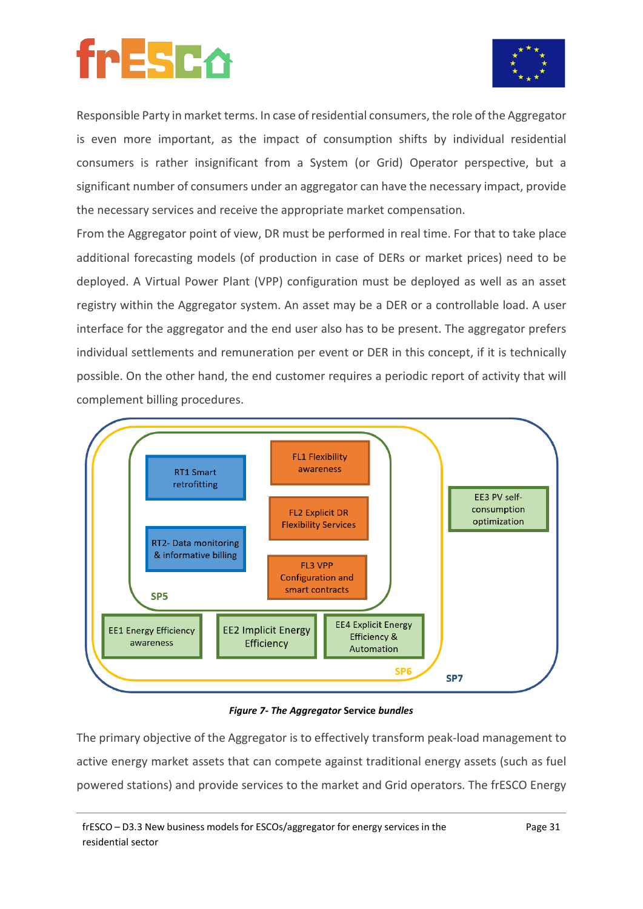Responsible Party in market terms. In case of residential consumers, the role of the Aggregator is even more important, as the impact of consumption shifts by individual residential consumers is rather insignificant from a System (or Grid) Operator perspective, but a significant number of consumers under an aggregator can have the necessary impact, provide the necessary services and receive the appropriate market compensation.

From the Aggregator point of view, DR must be performed in real time. For that to take place additional forecasting models (of production in case of DERs or market prices) need to be deployed. A Virtual Power Plant (VPP) configuration must be deployed as well as an asset registry within the Aggregator system. An asset may be a DER or a controllable load. A user interface for the aggregator and the end user also has to be present. The aggregator prefers individual settlements and remuneration per event or DER in this concept, if it is technically possible. On the other hand, the end customer requires a periodic report of activity that will complement billing procedures.

RT1 Smart retrofitting

FL1 Flexibility awareness

FL2 Explicit DR Flexibility Services

RT2- Data monitoring & informative billing

FL3 VPP Configuration and smart contracts

SP5

EE3 PV self-consumption optimization

EE1 Energy Efficiency awareness

EE2 Implicit Energy Efficiency

EE4 Explicit Energy Efficiency & Automation

SP6

SP7

***Figure 7- The Aggregator* Service *bundles***

The primary objective of the Aggregator is to effectively transform peak-load management to active energy market assets that can compete against traditional energy assets (such as fuel powered stations) and provide services to the market and Grid operators. The frESCO Energy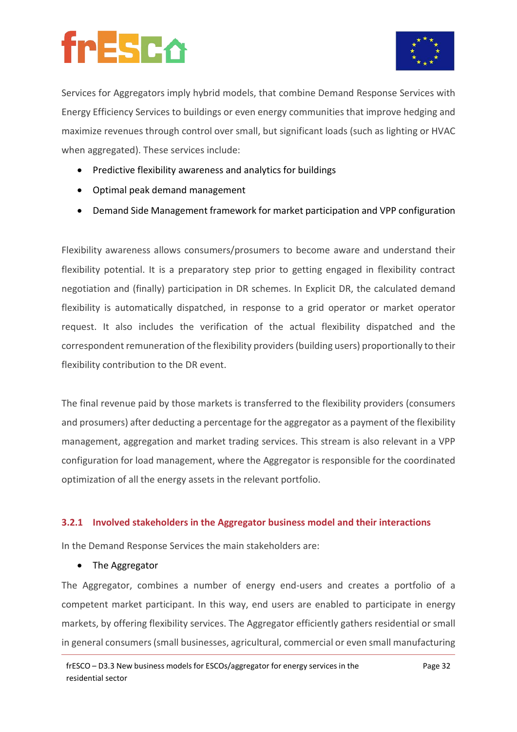Services for Aggregators imply hybrid models, that combine Demand Response Services with Energy Efficiency Services to buildings or even energy communities that improve hedging and maximize revenues through control over small, but significant loads (such as lighting or HVAC when aggregated). These services include:

- Predictive flexibility awareness and analytics for buildings
- Optimal peak demand management
- Demand Side Management framework for market participation and VPP configuration

Flexibility awareness allows consumers/prosumers to become aware and understand their flexibility potential. It is a preparatory step prior to getting engaged in flexibility contract negotiation and (finally) participation in DR schemes. In Explicit DR, the calculated demand flexibility is automatically dispatched, in response to a grid operator or market operator request. It also includes the verification of the actual flexibility dispatched and the correspondent remuneration of the flexibility providers (building users) proportionally to their flexibility contribution to the DR event.

The final revenue paid by those markets is transferred to the flexibility providers (consumers and prosumers) after deducting a percentage for the aggregator as a payment of the flexibility management, aggregation and market trading services. This stream is also relevant in a VPP configuration for load management, where the Aggregator is responsible for the coordinated optimization of all the energy assets in the relevant portfolio.

### 3.2.1 Involved stakeholders in the Aggregator business model and their interactions

In the Demand Response Services the main stakeholders are:

- The Aggregator

The Aggregator, combines a number of energy end-users and creates a portfolio of a competent market participant. In this way, end users are enabled to participate in energy markets, by offering flexibility services. The Aggregator efficiently gathers residential or small in general consumers (small businesses, agricultural, commercial or even small manufacturing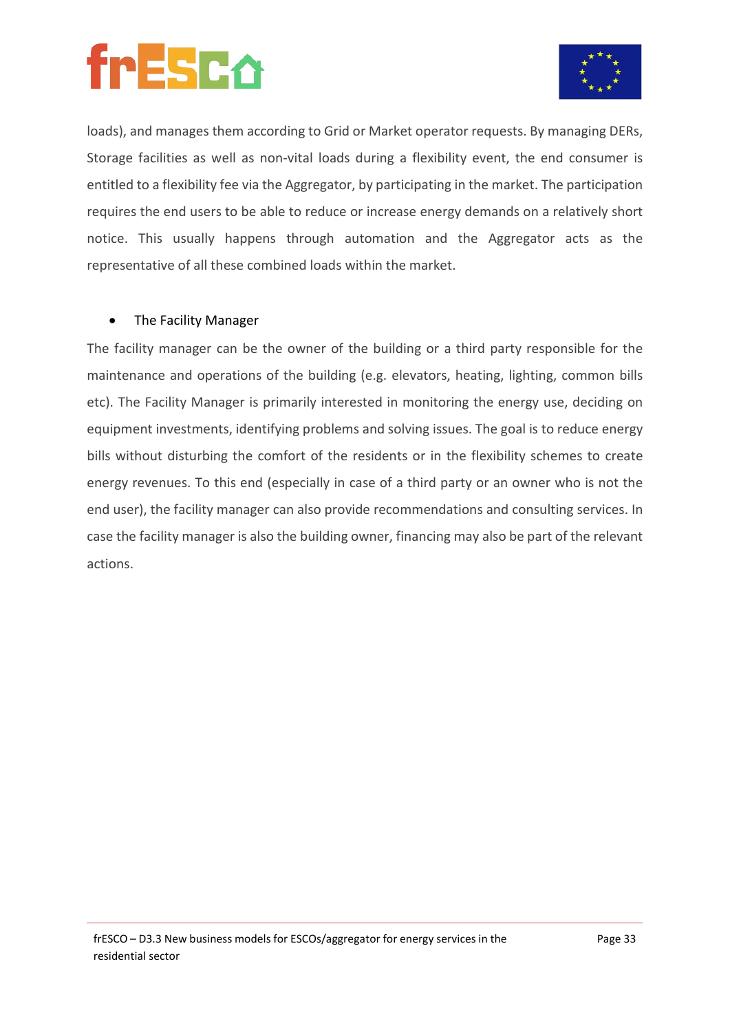loads), and manages them according to Grid or Market operator requests. By managing DERs, Storage facilities as well as non-vital loads during a flexibility event, the end consumer is entitled to a flexibility fee via the Aggregator, by participating in the market. The participation requires the end users to be able to reduce or increase energy demands on a relatively short notice. This usually happens through automation and the Aggregator acts as the representative of all these combined loads within the market.

- The Facility Manager

The facility manager can be the owner of the building or a third party responsible for the maintenance and operations of the building (e.g. elevators, heating, lighting, common bills etc). The Facility Manager is primarily interested in monitoring the energy use, deciding on equipment investments, identifying problems and solving issues. The goal is to reduce energy bills without disturbing the comfort of the residents or in the flexibility schemes to create energy revenues. To this end (especially in case of a third party or an owner who is not the end user), the facility manager can also provide recommendations and consulting services. In case the facility manager is also the building owner, financing may also be part of the relevant actions.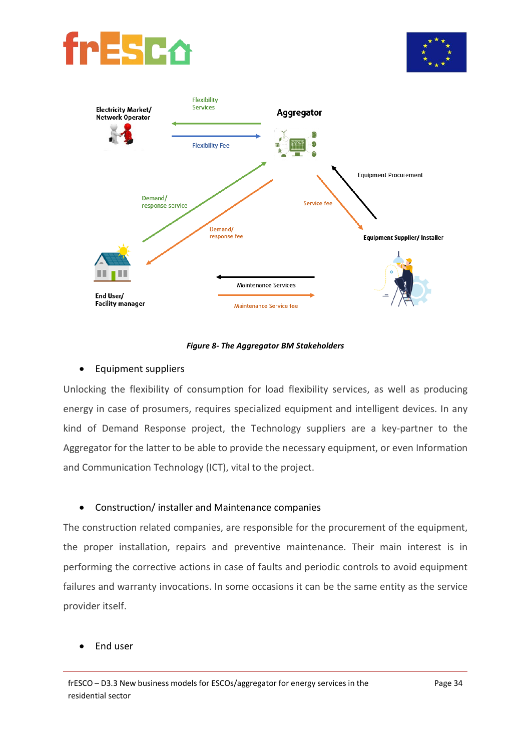*Figure 8- The Aggregator BM Stakeholders*

- Equipment suppliers

Unlocking the flexibility of consumption for load flexibility services, as well as producing energy in case of prosumers, requires specialized equipment and intelligent devices. In any kind of Demand Response project, the Technology suppliers are a key-partner to the Aggregator for the latter to be able to provide the necessary equipment, or even Information and Communication Technology (ICT), vital to the project.

- Construction/ installer and Maintenance companies

The construction related companies, are responsible for the procurement of the equipment, the proper installation, repairs and preventive maintenance. Their main interest is in performing the corrective actions in case of faults and periodic controls to avoid equipment failures and warranty invocations. In some occasions it can be the same entity as the service provider itself.

- End user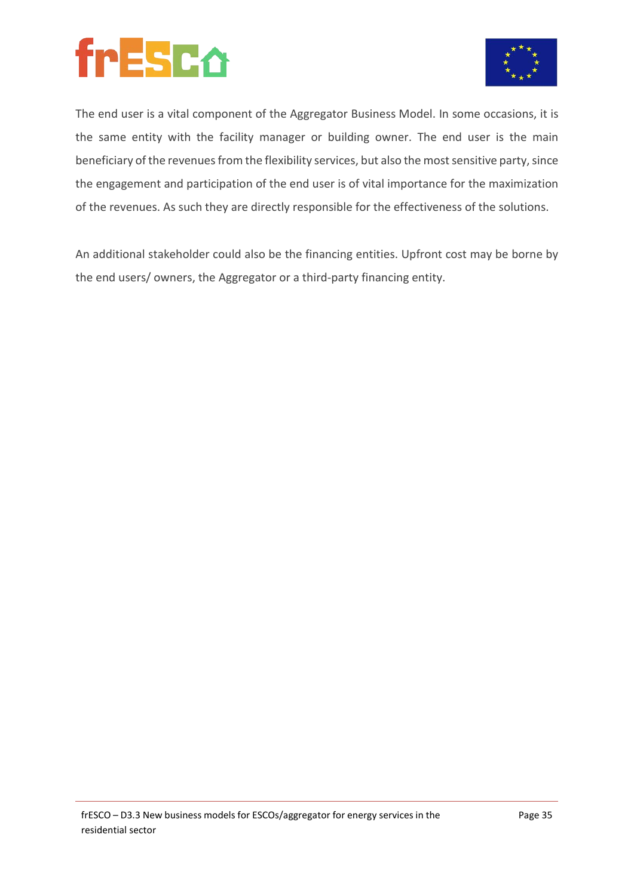The end user is a vital component of the Aggregator Business Model. In some occasions, it is the same entity with the facility manager or building owner. The end user is the main beneficiary of the revenues from the flexibility services, but also the most sensitive party, since the engagement and participation of the end user is of vital importance for the maximization of the revenues. As such they are directly responsible for the effectiveness of the solutions.

An additional stakeholder could also be the financing entities. Upfront cost may be borne by the end users/ owners, the Aggregator or a third-party financing entity.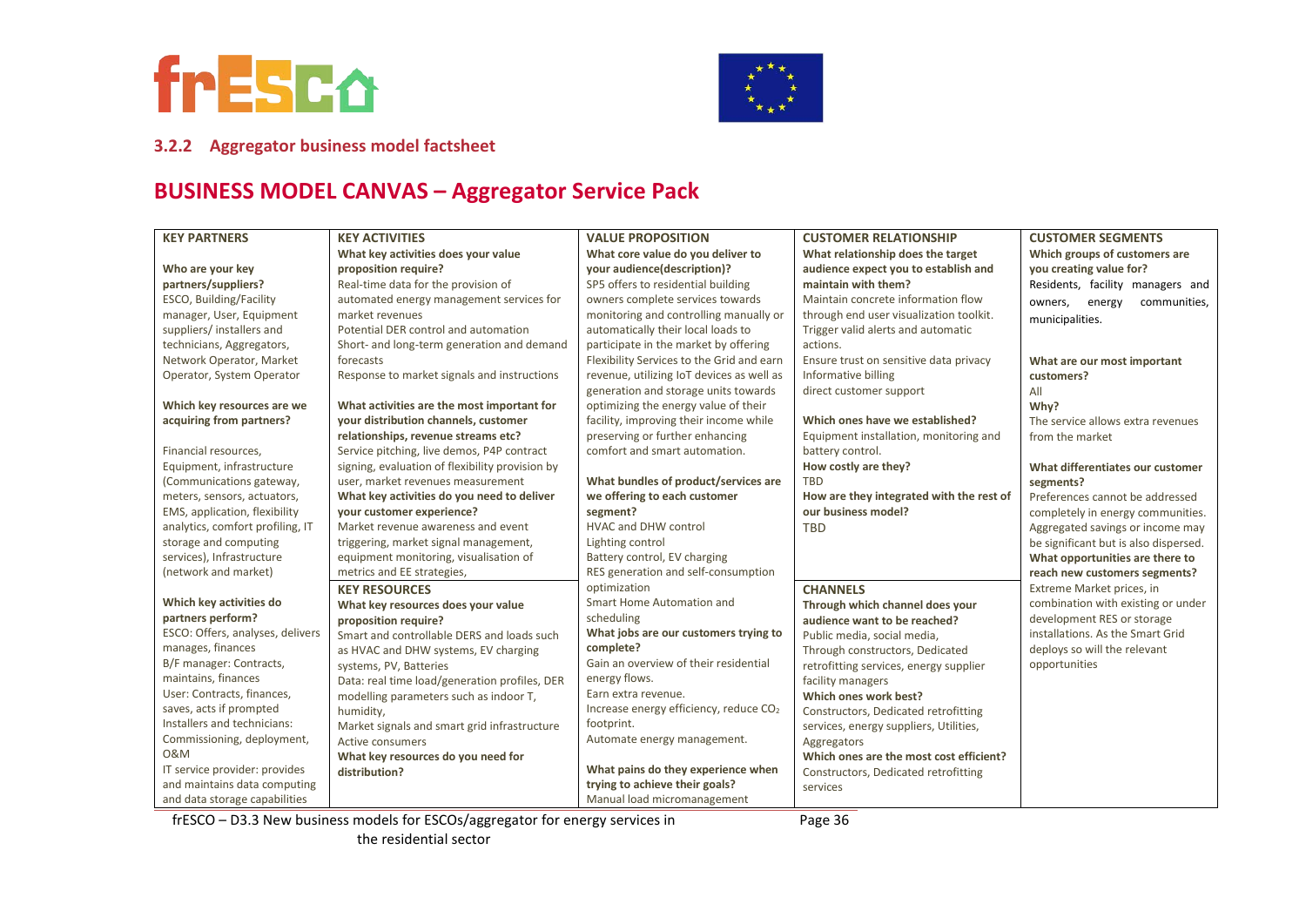### 3.2.2 Aggregator business model factsheet

## BUSINESS MODEL CANVAS – Aggregator Service Pack

| KEY PARTNERS | KEY ACTIVITIES | VALUE PROPOSITION | CUSTOMER RELATIONSHIP | CUSTOMER SEGMENTS |
|---|---|---|---|---|
| **Who are your key partners/suppliers?**<br>ESCO, Building/Facility manager, User, Equipment suppliers/ installers and technicians, Aggregators, Network Operator, Market Operator, System Operator<br><br>**Which key resources are we acquiring from partners?**<br><br>Financial resources, Equipment, infrastructure (Communications gateway, meters, sensors, actuators, EMS, application, flexibility analytics, comfort profiling, IT storage and computing services), Infrastructure (network and market)<br><br>**Which key activities do partners perform?**<br>ESCO: Offers, analyses, delivers manages, finances<br>B/F manager: Contracts, maintains, finances<br>User: Contracts, finances, saves, acts if prompted<br>Installers and technicians: Commissioning, deployment, O&M<br>IT service provider: provides and maintains data computing and data storage capabilities | **What key activities does your value proposition require?**<br>Real-time data for the provision of automated energy management services for market revenues<br>Potential DER control and automation<br>Short- and long-term generation and demand forecasts<br>Response to market signals and instructions<br><br>**What activities are the most important for your distribution channels, customer relationships, revenue streams etc?**<br>Service pitching, live demos, P4P contract signing, evaluation of flexibility provision by user, market revenues measurement<br>**What key activities do you need to deliver your customer experience?**<br>Market revenue awareness and event triggering, market signal management, equipment monitoring, visualisation of metrics and EE strategies,<br><br>**KEY RESOURCES**<br>**What key resources does your value proposition require?**<br>Smart and controllable DERS and loads such as HVAC and DHW systems, EV charging systems, PV, Batteries<br>Data: real time load/generation profiles, DER modelling parameters such as indoor T, humidity,<br>Market signals and smart grid infrastructure<br>Active consumers<br>**What key resources do you need for distribution?** | **What core value do you deliver to your audience(description)?**<br>SP5 offers to residential building owners complete services towards monitoring and controlling manually or automatically their local loads to participate in the market by offering Flexibility Services to the Grid and earn revenue, utilizing IoT devices as well as generation and storage units towards optimizing the energy value of their facility, improving their income while preserving or further enhancing comfort and smart automation.<br><br>**What bundles of product/services are we offering to each customer segment?**<br>HVAC and DHW control<br>Lighting control<br>Battery control, EV charging<br>RES generation and self-consumption optimization<br>Smart Home Automation and scheduling<br>**What jobs are our customers trying to complete?**<br>Gain an overview of their residential energy flows.<br>Earn extra revenue.<br>Increase energy efficiency, reduce $CO_2$ footprint.<br>Automate energy management.<br><br>**What pains do they experience when trying to achieve their goals?**<br>Manual load micromanagement | **What relationship does the target audience expect you to establish and maintain with them?**<br>Maintain concrete information flow through end user visualization toolkit.<br>Trigger valid alerts and automatic actions.<br>Ensure trust on sensitive data privacy<br>Informative billing<br>direct customer support<br><br>**Which ones have we established?**<br>Equipment installation, monitoring and battery control.<br>**How costly are they?**<br>TBD<br>**How are they integrated with the rest of our business model?**<br>TBD<br><br>**CHANNELS**<br>**Through which channel does your audience want to be reached?**<br>Public media, social media,<br>Through constructors, Dedicated retrofitting services, energy supplier facility managers<br>**Which ones work best?**<br>Constructors, Dedicated retrofitting services, energy suppliers, Utilities, Aggregators<br>**Which ones are the most cost efficient?**<br>Constructors, Dedicated retrofitting services | **Which groups of customers are you creating value for?**<br>Residents, facility managers and owners, energy communities, municipalities.<br><br>**What are our most important customers?**<br>All<br>**Why?**<br>The service allows extra revenues from the market<br><br>**What differentiates our customer segments?**<br>Preferences cannot be addressed completely in energy communities. Aggregated savings or income may be significant but is also dispersed.<br>**What opportunities are there to reach new customers segments?**<br>Extreme Market prices, in combination with existing or under development RES or storage installations. As the Smart Grid deploys so will the relevant opportunities |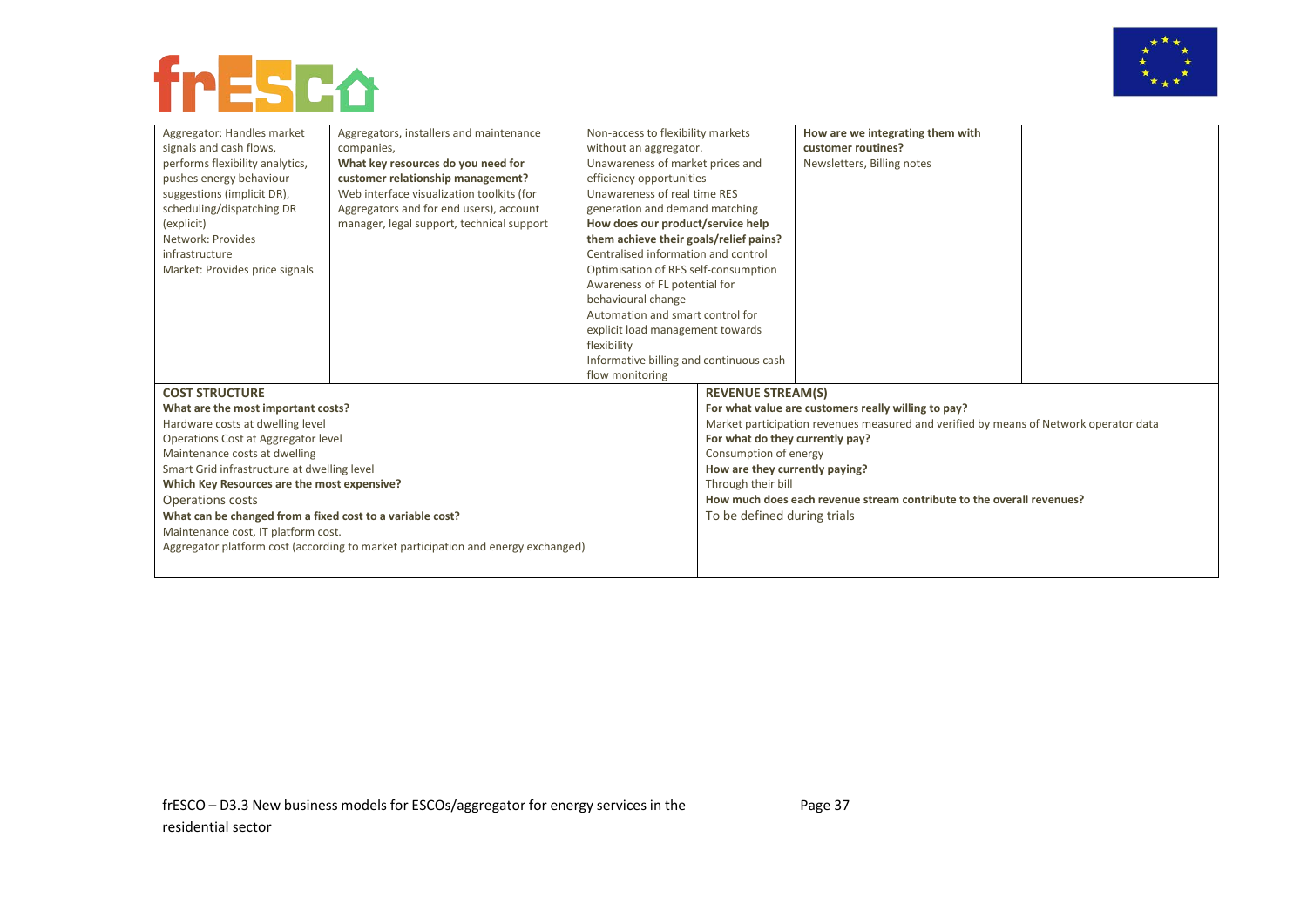| | | | | |
|---|---|---|---|---|
| Aggregator: Handles market signals and cash flows, performs flexibility analytics, pushes energy behaviour suggestions (implicit DR), scheduling/dispatching DR (explicit)<br>Network: Provides infrastructure<br>Market: Provides price signals | Aggregators, installers and maintenance companies,<br>**What key resources do you need for customer relationship management?**<br>Web interface visualization toolkits (for Aggregators and for end users), account manager, legal support, technical support | Non-access to flexibility markets without an aggregator.<br>Unawareness of market prices and efficiency opportunities<br>Unawareness of real time RES generation and demand matching<br>**How does our product/service help them achieve their goals/relief pains?**<br>Centralised information and control<br>Optimisation of RES self-consumption<br>Awareness of FL potential for behavioural change<br>Automation and smart control for explicit load management towards flexibility<br>Informative billing and continuous cash flow monitoring | **How are we integrating them with customer routines?**<br>Newsletters, Billing notes | |

| COST STRUCTURE | REVENUE STREAM(S) |
|---|---|
| **What are the most important costs?**<br>Hardware costs at dwelling level<br>Operations Cost at Aggregator level<br>Maintenance costs at dwelling<br>Smart Grid infrastructure at dwelling level<br>**Which Key Resources are the most expensive?**<br>Operations costs<br>**What can be changed from a fixed cost to a variable cost?**<br>Maintenance cost, IT platform cost.<br>Aggregator platform cost (according to market participation and energy exchanged) | **For what value are customers really willing to pay?**<br>Market participation revenues measured and verified by means of Network operator data<br>**For what do they currently pay?**<br>Consumption of energy<br>**How are they currently paying?**<br>Through their bill<br>**How much does each revenue stream contribute to the overall revenues?**<br>To be defined during trials |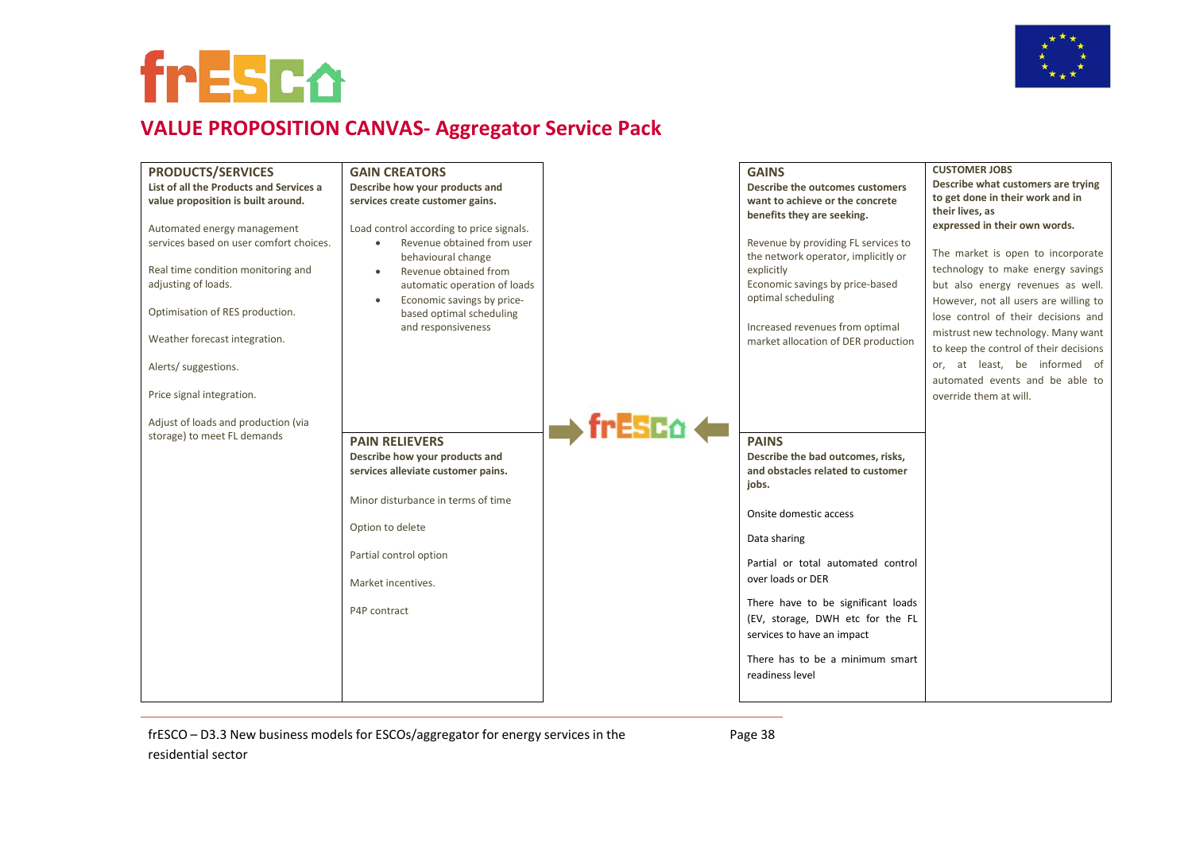## VALUE PROPOSITION CANVAS- Aggregator Service Pack

### PRODUCTS/SERVICES

**List of all the Products and Services a value proposition is built around.**

Automated energy management services based on user comfort choices.

Real time condition monitoring and adjusting of loads.

Optimisation of RES production.

Weather forecast integration.

Alerts/ suggestions.

Price signal integration.

Adjust of loads and production (via storage) to meet FL demands

### GAIN CREATORS

**Describe how your products and services create customer gains.**

Load control according to price signals.

- Revenue obtained from user behavioural change
- Revenue obtained from automatic operation of loads
- Economic savings by price-based optimal scheduling and responsiveness

### PAIN RELIEVERS

**Describe how your products and services alleviate customer pains.**

Minor disturbance in terms of time

Option to delete

Partial control option

Market incentives.

P4P contract

### GAINS

**Describe the outcomes customers want to achieve or the concrete benefits they are seeking.**

Revenue by providing FL services to the network operator, implicitly or explicitly

Economic savings by price-based optimal scheduling

Increased revenues from optimal market allocation of DER production

### PAINS

**Describe the bad outcomes, risks, and obstacles related to customer jobs.**

Onsite domestic access

Data sharing

Partial or total automated control over loads or DER

There have to be significant loads (EV, storage, DWH etc for the FL services to have an impact

There has to be a minimum smart readiness level

### CUSTOMER JOBS

**Describe what customers are trying to get done in their work and in their lives, as expressed in their own words.**

The market is open to incorporate technology to make energy savings but also energy revenues as well. However, not all users are willing to lose control of their decisions and mistrust new technology. Many want to keep the control of their decisions or, at least, be informed of automated events and be able to override them at will.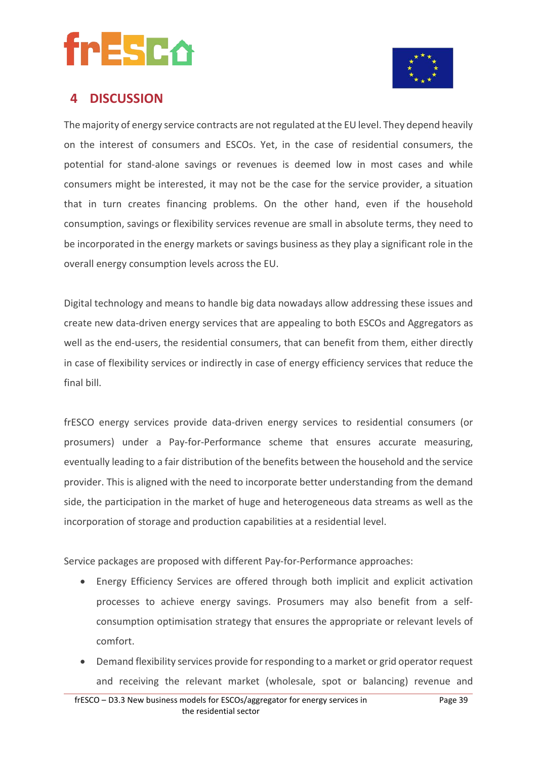# 4 DISCUSSION

The majority of energy service contracts are not regulated at the EU level. They depend heavily on the interest of consumers and ESCOs. Yet, in the case of residential consumers, the potential for stand-alone savings or revenues is deemed low in most cases and while consumers might be interested, it may not be the case for the service provider, a situation that in turn creates financing problems. On the other hand, even if the household consumption, savings or flexibility services revenue are small in absolute terms, they need to be incorporated in the energy markets or savings business as they play a significant role in the overall energy consumption levels across the EU.

Digital technology and means to handle big data nowadays allow addressing these issues and create new data-driven energy services that are appealing to both ESCOs and Aggregators as well as the end-users, the residential consumers, that can benefit from them, either directly in case of flexibility services or indirectly in case of energy efficiency services that reduce the final bill.

frESCO energy services provide data-driven energy services to residential consumers (or prosumers) under a Pay-for-Performance scheme that ensures accurate measuring, eventually leading to a fair distribution of the benefits between the household and the service provider. This is aligned with the need to incorporate better understanding from the demand side, the participation in the market of huge and heterogeneous data streams as well as the incorporation of storage and production capabilities at a residential level.

Service packages are proposed with different Pay-for-Performance approaches:

- Energy Efficiency Services are offered through both implicit and explicit activation processes to achieve energy savings. Prosumers may also benefit from a self-consumption optimisation strategy that ensures the appropriate or relevant levels of comfort.
- Demand flexibility services provide for responding to a market or grid operator request and receiving the relevant market (wholesale, spot or balancing) revenue and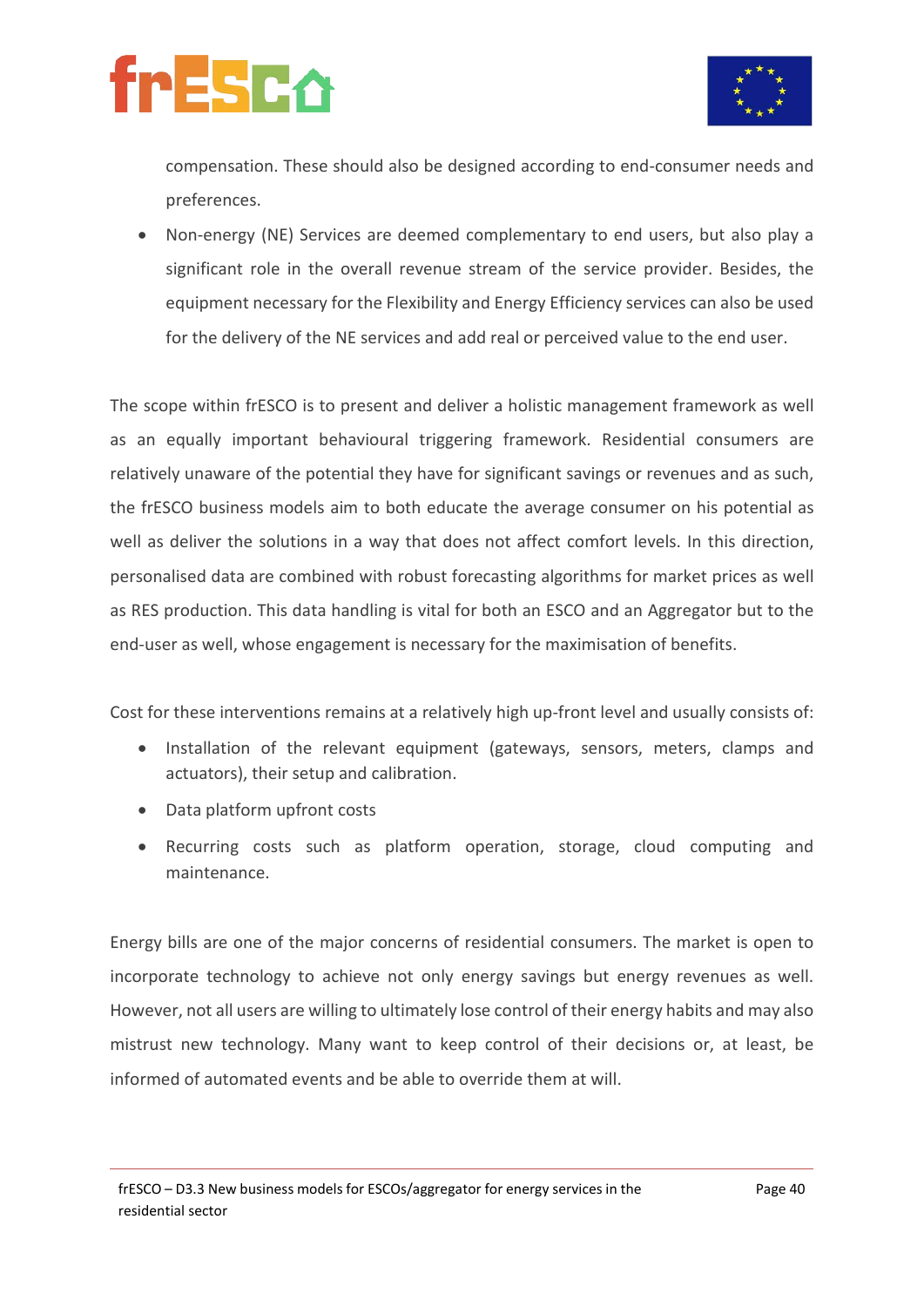compensation. These should also be designed according to end-consumer needs and preferences.

- Non-energy (NE) Services are deemed complementary to end users, but also play a significant role in the overall revenue stream of the service provider. Besides, the equipment necessary for the Flexibility and Energy Efficiency services can also be used for the delivery of the NE services and add real or perceived value to the end user.

The scope within frESCO is to present and deliver a holistic management framework as well as an equally important behavioural triggering framework. Residential consumers are relatively unaware of the potential they have for significant savings or revenues and as such, the frESCO business models aim to both educate the average consumer on his potential as well as deliver the solutions in a way that does not affect comfort levels. In this direction, personalised data are combined with robust forecasting algorithms for market prices as well as RES production. This data handling is vital for both an ESCO and an Aggregator but to the end-user as well, whose engagement is necessary for the maximisation of benefits.

Cost for these interventions remains at a relatively high up-front level and usually consists of:

- Installation of the relevant equipment (gateways, sensors, meters, clamps and actuators), their setup and calibration.
- Data platform upfront costs
- Recurring costs such as platform operation, storage, cloud computing and maintenance.

Energy bills are one of the major concerns of residential consumers. The market is open to incorporate technology to achieve not only energy savings but energy revenues as well. However, not all users are willing to ultimately lose control of their energy habits and may also mistrust new technology. Many want to keep control of their decisions or, at least, be informed of automated events and be able to override them at will.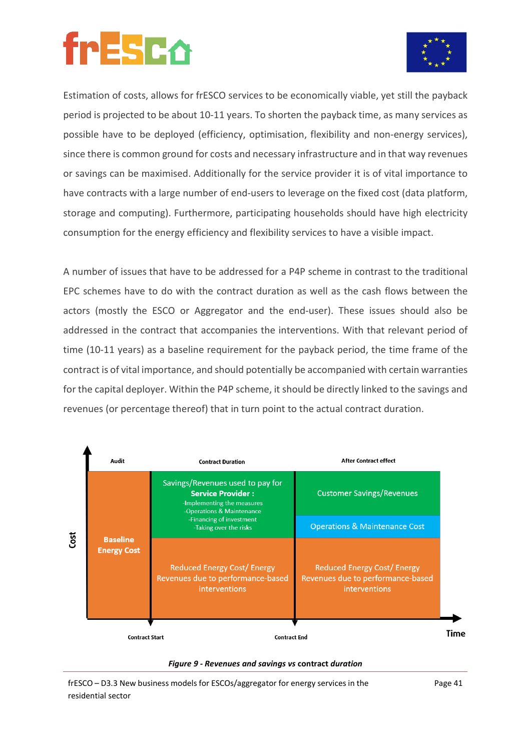Estimation of costs, allows for frESCO services to be economically viable, yet still the payback period is projected to be about 10-11 years. To shorten the payback time, as many services as possible have to be deployed (efficiency, optimisation, flexibility and non-energy services), since there is common ground for costs and necessary infrastructure and in that way revenues or savings can be maximised. Additionally for the service provider it is of vital importance to have contracts with a large number of end-users to leverage on the fixed cost (data platform, storage and computing). Furthermore, participating households should have high electricity consumption for the energy efficiency and flexibility services to have a visible impact.

A number of issues that have to be addressed for a P4P scheme in contrast to the traditional EPC schemes have to do with the contract duration as well as the cash flows between the actors (mostly the ESCO or Aggregator and the end-user). These issues should also be addressed in the contract that accompanies the interventions. With that relevant period of time (10-11 years) as a baseline requirement for the payback period, the time frame of the contract is of vital importance, and should potentially be accompanied with certain warranties for the capital deployer. Within the P4P scheme, it should be directly linked to the savings and revenues (or percentage thereof) that in turn point to the actual contract duration.

| Audit | Contract Duration | After Contract effect |
|---|---|---|
| **Baseline Energy Cost** | Savings/Revenues used to pay for **Service Provider :** -Implementing the measures -Operations & Maintenance -Financing of investment -Taking over the risks | Customer Savings/Revenues |
| | | Operations & Maintenance Cost |
| | Reduced Energy Cost/ Energy Revenues due to performance-based interventions | Reduced Energy Cost/ Energy Revenues due to performance-based interventions |

Cost (vertical axis); Time (horizontal axis); Contract Start; Contract End

*Figure 9 - Revenues and savings vs contract duration*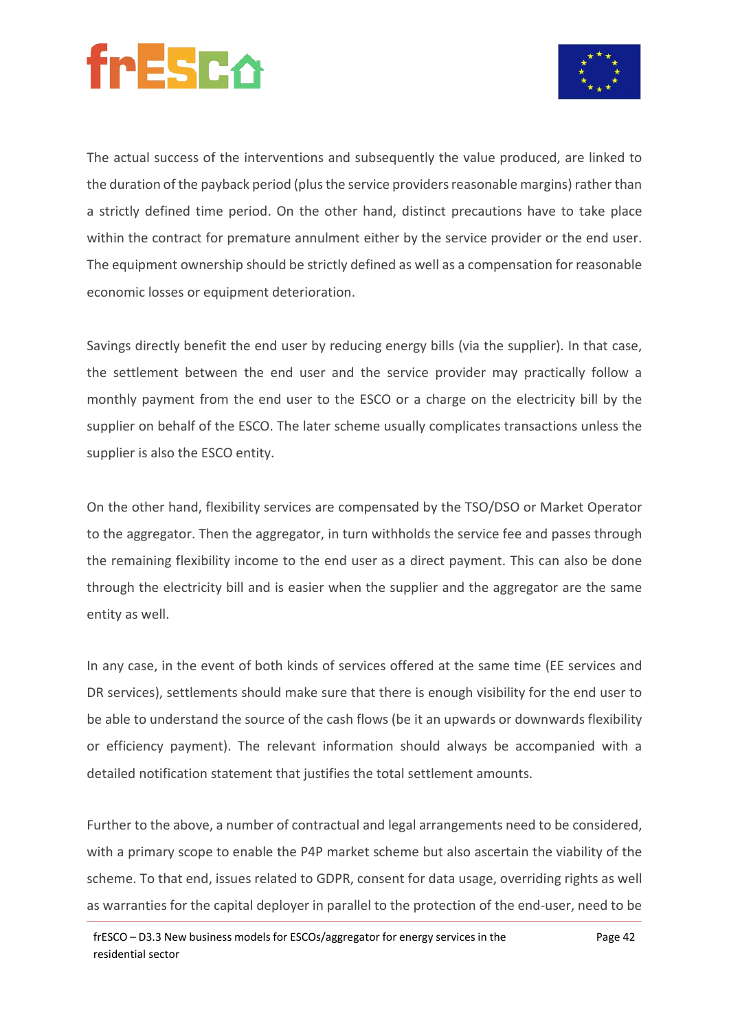The actual success of the interventions and subsequently the value produced, are linked to the duration of the payback period (plus the service providers reasonable margins) rather than a strictly defined time period. On the other hand, distinct precautions have to take place within the contract for premature annulment either by the service provider or the end user. The equipment ownership should be strictly defined as well as a compensation for reasonable economic losses or equipment deterioration.

Savings directly benefit the end user by reducing energy bills (via the supplier). In that case, the settlement between the end user and the service provider may practically follow a monthly payment from the end user to the ESCO or a charge on the electricity bill by the supplier on behalf of the ESCO. The later scheme usually complicates transactions unless the supplier is also the ESCO entity.

On the other hand, flexibility services are compensated by the TSO/DSO or Market Operator to the aggregator. Then the aggregator, in turn withholds the service fee and passes through the remaining flexibility income to the end user as a direct payment. This can also be done through the electricity bill and is easier when the supplier and the aggregator are the same entity as well.

In any case, in the event of both kinds of services offered at the same time (EE services and DR services), settlements should make sure that there is enough visibility for the end user to be able to understand the source of the cash flows (be it an upwards or downwards flexibility or efficiency payment). The relevant information should always be accompanied with a detailed notification statement that justifies the total settlement amounts.

Further to the above, a number of contractual and legal arrangements need to be considered, with a primary scope to enable the P4P market scheme but also ascertain the viability of the scheme. To that end, issues related to GDPR, consent for data usage, overriding rights as well as warranties for the capital deployer in parallel to the protection of the end-user, need to be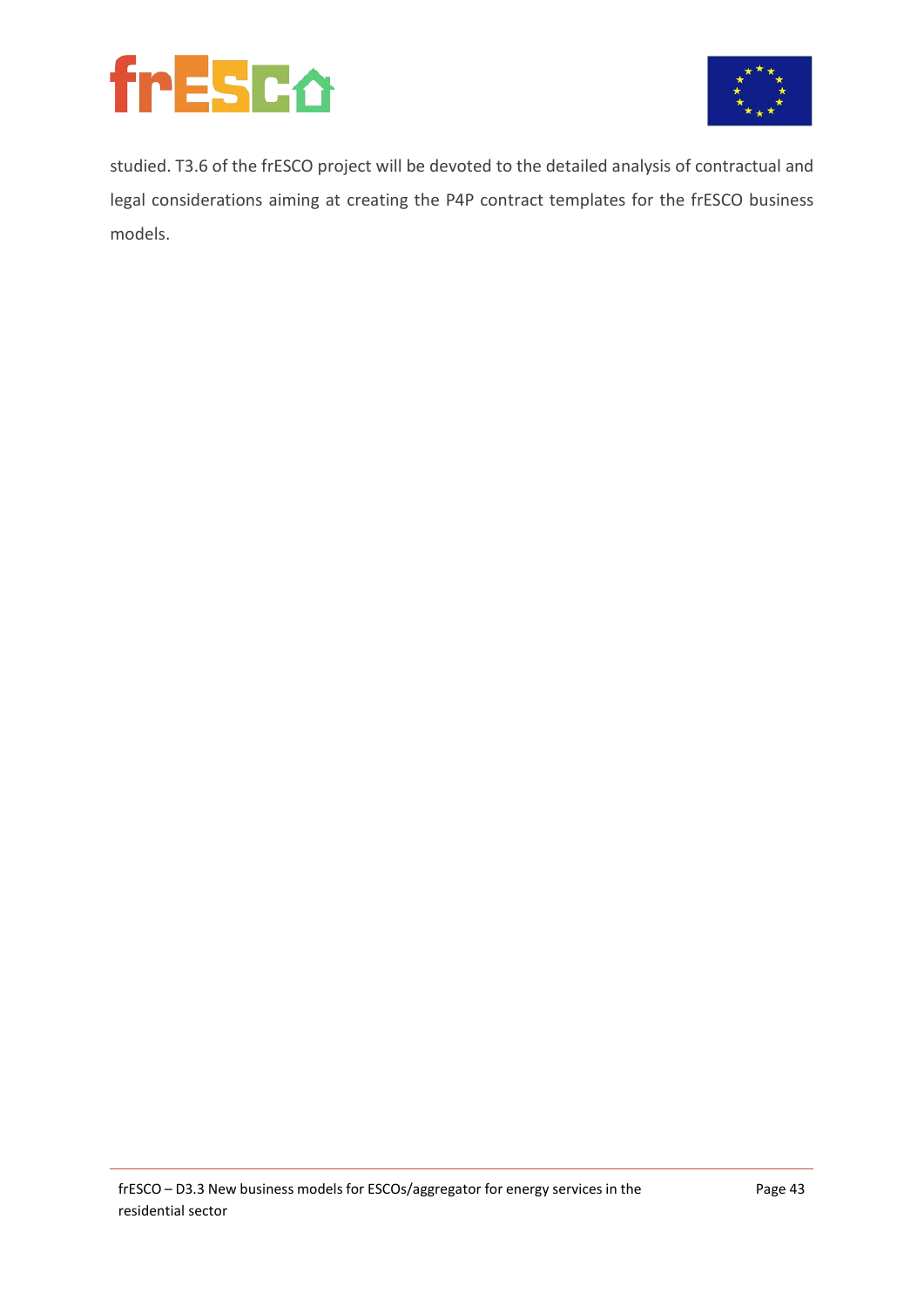studied. T3.6 of the frESCO project will be devoted to the detailed analysis of contractual and legal considerations aiming at creating the P4P contract templates for the frESCO business models.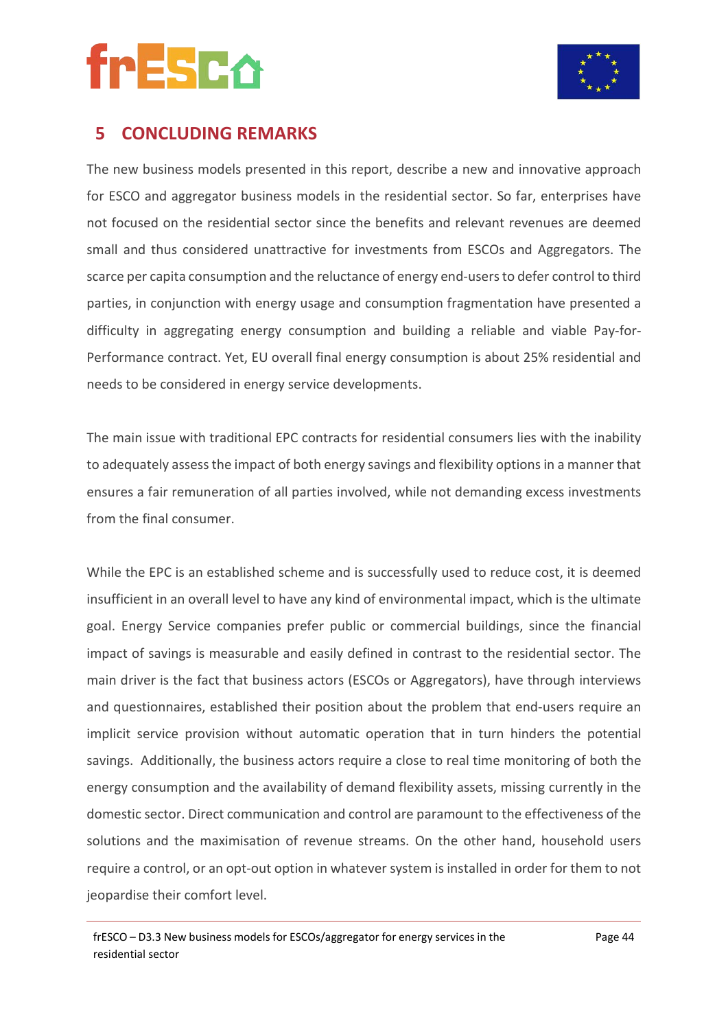# 5 CONCLUDING REMARKS

The new business models presented in this report, describe a new and innovative approach for ESCO and aggregator business models in the residential sector. So far, enterprises have not focused on the residential sector since the benefits and relevant revenues are deemed small and thus considered unattractive for investments from ESCOs and Aggregators. The scarce per capita consumption and the reluctance of energy end-users to defer control to third parties, in conjunction with energy usage and consumption fragmentation have presented a difficulty in aggregating energy consumption and building a reliable and viable Pay-for-Performance contract. Yet, EU overall final energy consumption is about 25% residential and needs to be considered in energy service developments.

The main issue with traditional EPC contracts for residential consumers lies with the inability to adequately assess the impact of both energy savings and flexibility options in a manner that ensures a fair remuneration of all parties involved, while not demanding excess investments from the final consumer.

While the EPC is an established scheme and is successfully used to reduce cost, it is deemed insufficient in an overall level to have any kind of environmental impact, which is the ultimate goal. Energy Service companies prefer public or commercial buildings, since the financial impact of savings is measurable and easily defined in contrast to the residential sector. The main driver is the fact that business actors (ESCOs or Aggregators), have through interviews and questionnaires, established their position about the problem that end-users require an implicit service provision without automatic operation that in turn hinders the potential savings. Additionally, the business actors require a close to real time monitoring of both the energy consumption and the availability of demand flexibility assets, missing currently in the domestic sector. Direct communication and control are paramount to the effectiveness of the solutions and the maximisation of revenue streams. On the other hand, household users require a control, or an opt-out option in whatever system is installed in order for them to not jeopardise their comfort level.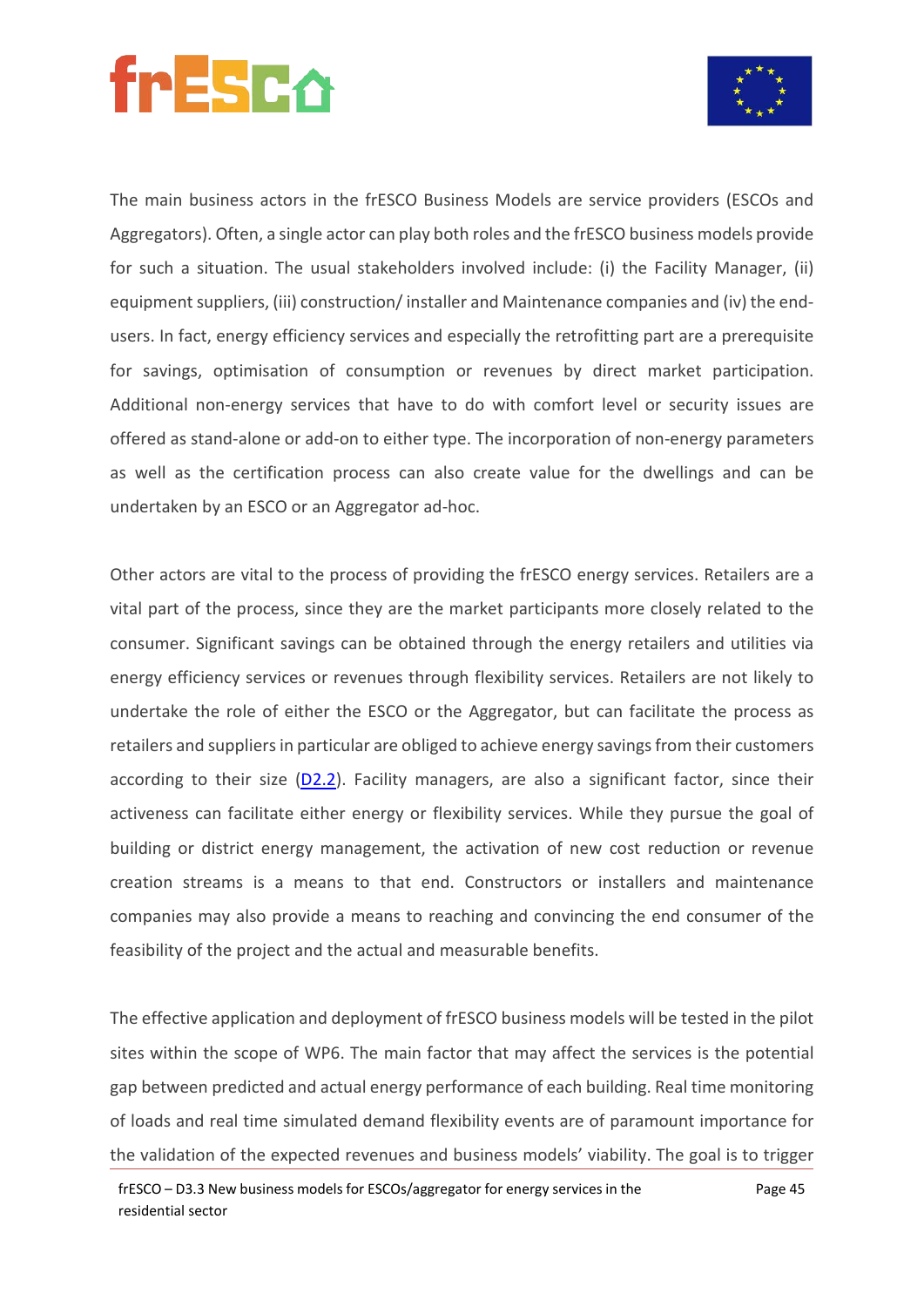The main business actors in the frESCO Business Models are service providers (ESCOs and Aggregators). Often, a single actor can play both roles and the frESCO business models provide for such a situation. The usual stakeholders involved include: (i) the Facility Manager, (ii) equipment suppliers, (iii) construction/ installer and Maintenance companies and (iv) the end-users. In fact, energy efficiency services and especially the retrofitting part are a prerequisite for savings, optimisation of consumption or revenues by direct market participation. Additional non-energy services that have to do with comfort level or security issues are offered as stand-alone or add-on to either type. The incorporation of non-energy parameters as well as the certification process can also create value for the dwellings and can be undertaken by an ESCO or an Aggregator ad-hoc.

Other actors are vital to the process of providing the frESCO energy services. Retailers are a vital part of the process, since they are the market participants more closely related to the consumer. Significant savings can be obtained through the energy retailers and utilities via energy efficiency services or revenues through flexibility services. Retailers are not likely to undertake the role of either the ESCO or the Aggregator, but can facilitate the process as retailers and suppliers in particular are obliged to achieve energy savings from their customers according to their size (D2.2). Facility managers, are also a significant factor, since their activeness can facilitate either energy or flexibility services. While they pursue the goal of building or district energy management, the activation of new cost reduction or revenue creation streams is a means to that end. Constructors or installers and maintenance companies may also provide a means to reaching and convincing the end consumer of the feasibility of the project and the actual and measurable benefits.

The effective application and deployment of frESCO business models will be tested in the pilot sites within the scope of WP6. The main factor that may affect the services is the potential gap between predicted and actual energy performance of each building. Real time monitoring of loads and real time simulated demand flexibility events are of paramount importance for the validation of the expected revenues and business models' viability. The goal is to trigger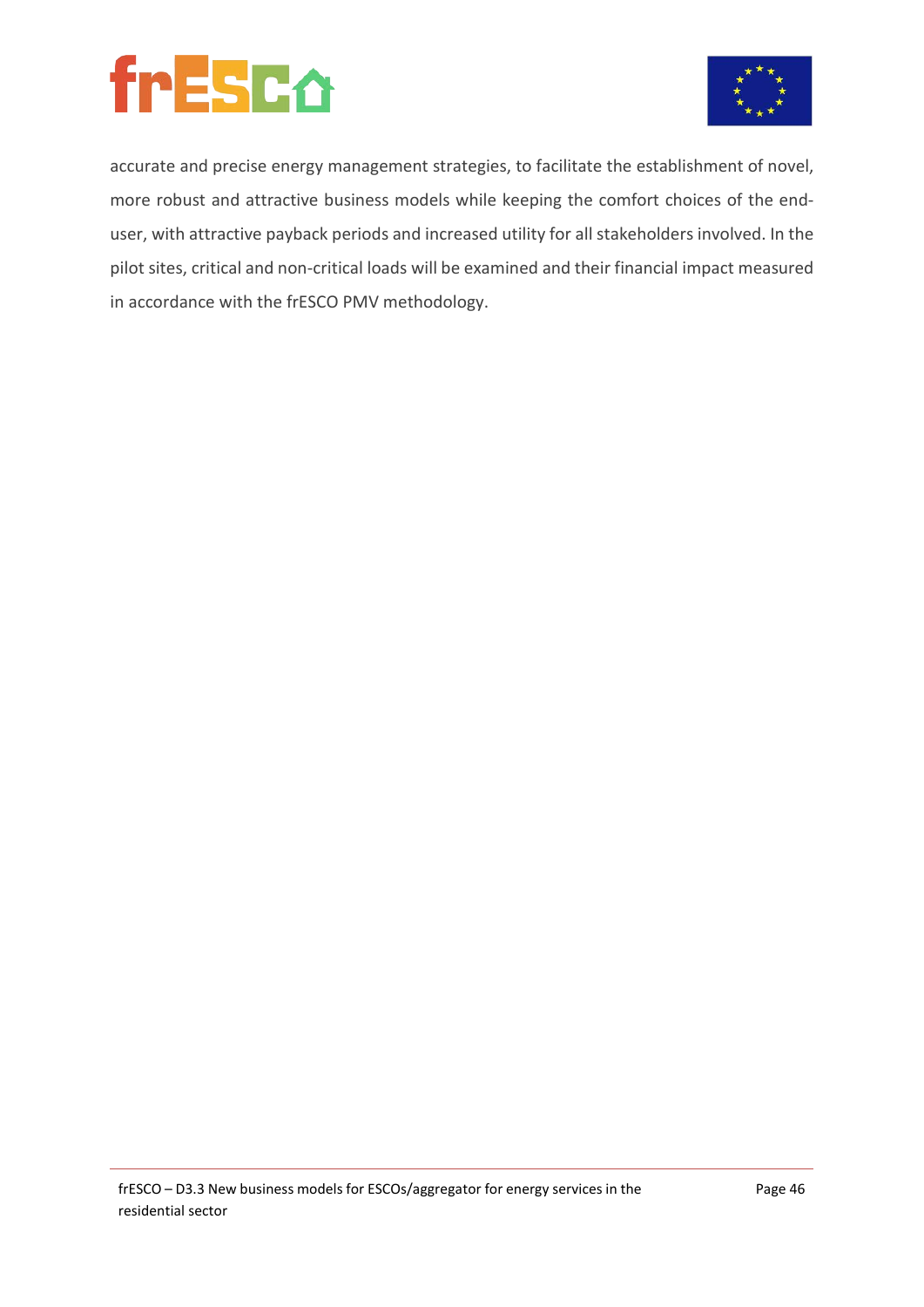accurate and precise energy management strategies, to facilitate the establishment of novel, more robust and attractive business models while keeping the comfort choices of the end-user, with attractive payback periods and increased utility for all stakeholders involved. In the pilot sites, critical and non-critical loads will be examined and their financial impact measured in accordance with the frESCO PMV methodology.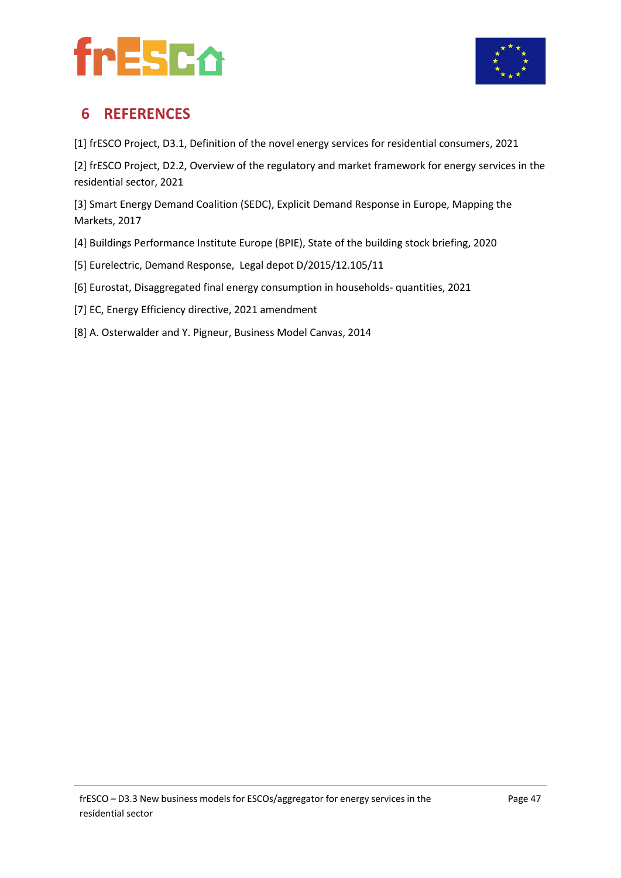# 6 REFERENCES

[1] frESCO Project, D3.1, Definition of the novel energy services for residential consumers, 2021

[2] frESCO Project, D2.2, Overview of the regulatory and market framework for energy services in the residential sector, 2021

[3] Smart Energy Demand Coalition (SEDC), Explicit Demand Response in Europe, Mapping the Markets, 2017

[4] Buildings Performance Institute Europe (BPIE), State of the building stock briefing, 2020

[5] Eurelectric, Demand Response, Legal depot D/2015/12.105/11

[6] Eurostat, Disaggregated final energy consumption in households- quantities, 2021

[7] EC, Energy Efficiency directive, 2021 amendment

[8] A. Osterwalder and Y. Pigneur, Business Model Canvas, 2014